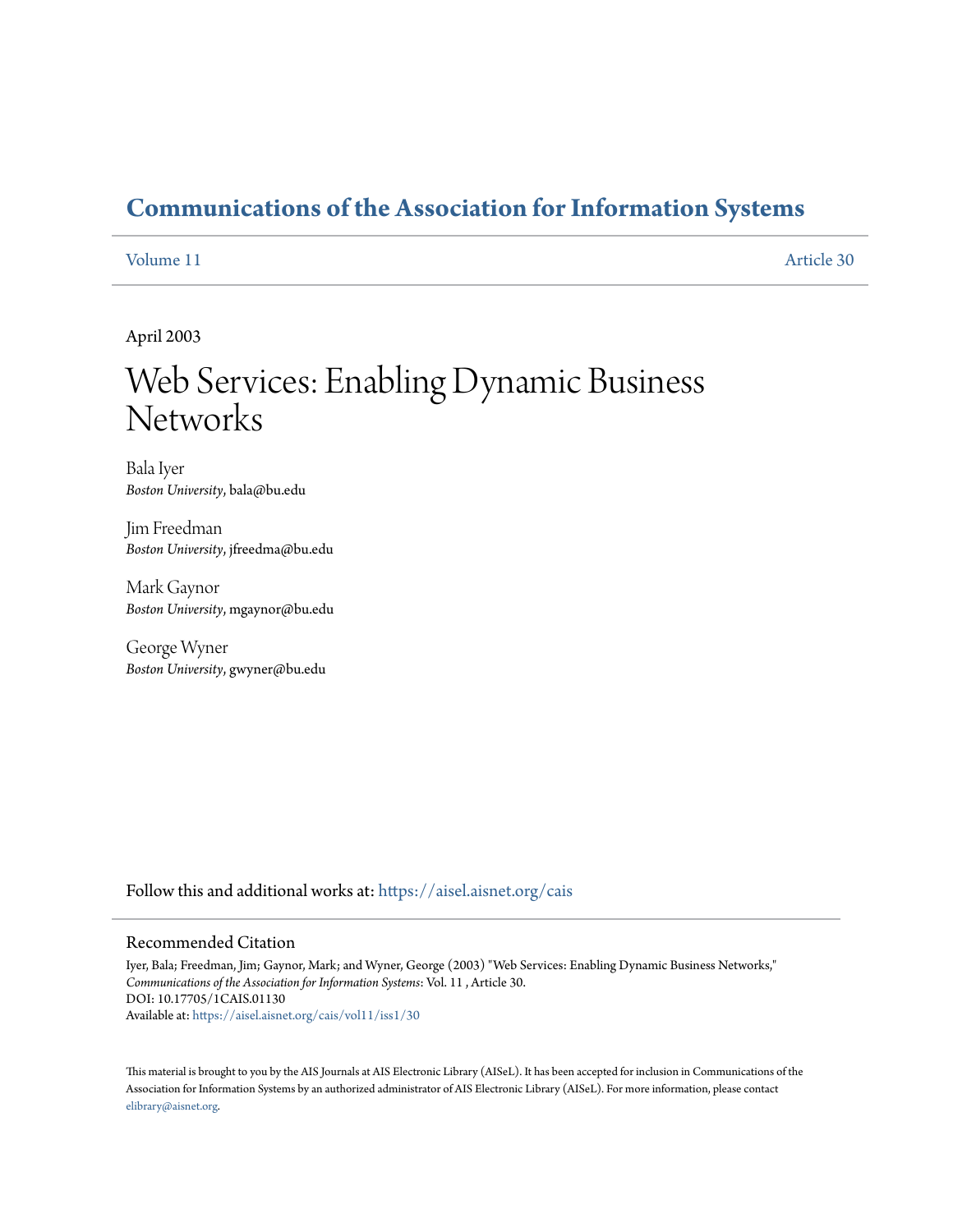# Communications of the Association for Information Systems

Volume 11 Article 30

April 2003

# Web Services: Enabling Dynamic Business Networks

Bala Iyer
*Boston University*, bala@bu.edu

Jim Freedman
*Boston University*, jfreedma@bu.edu

Mark Gaynor
*Boston University*, mgaynor@bu.edu

George Wyner
*Boston University*, gwyner@bu.edu

Follow this and additional works at: https://aisel.aisnet.org/cais

## Recommended Citation

Iyer, Bala; Freedman, Jim; Gaynor, Mark; and Wyner, George (2003) "Web Services: Enabling Dynamic Business Networks," *Communications of the Association for Information Systems*: Vol. 11 , Article 30.
DOI: 10.17705/1CAIS.01130
Available at: https://aisel.aisnet.org/cais/vol11/iss1/30

This material is brought to you by the AIS Journals at AIS Electronic Library (AISeL). It has been accepted for inclusion in Communications of the Association for Information Systems by an authorized administrator of AIS Electronic Library (AISeL). For more information, please contact elibrary@aisnet.org.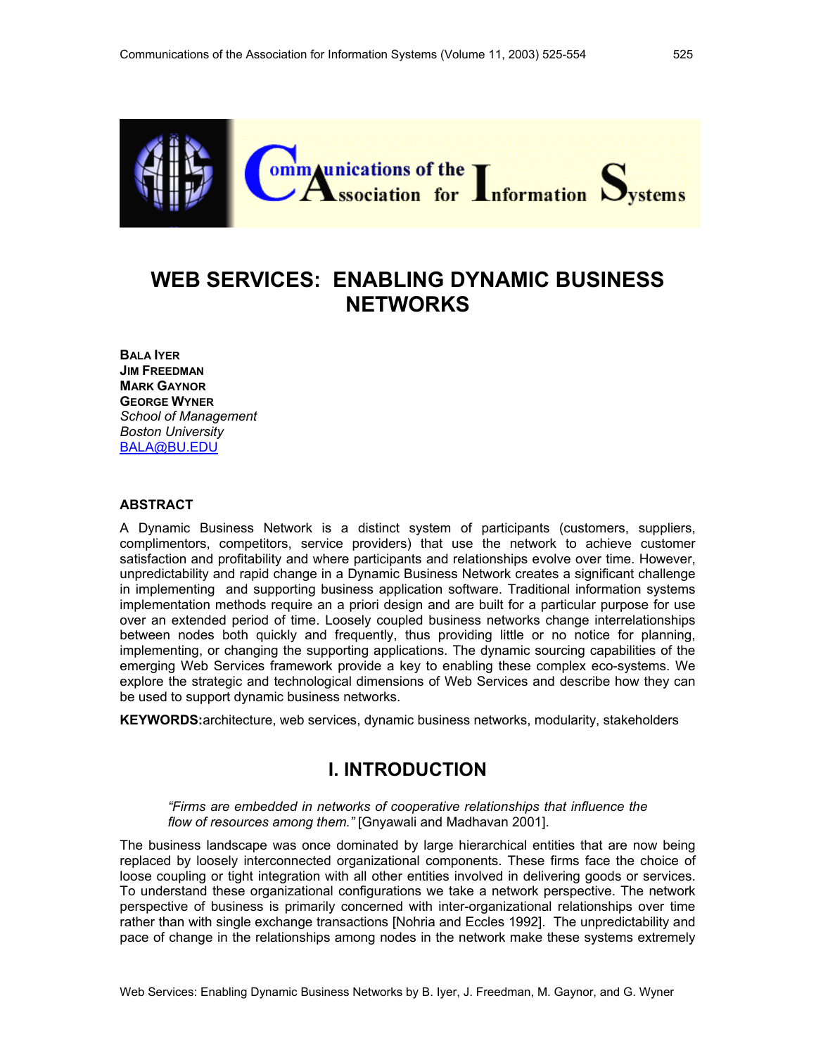# WEB SERVICES: ENABLING DYNAMIC BUSINESS NETWORKS

**BALA IYER**
**JIM FREEDMAN**
**MARK GAYNOR**
**GEORGE WYNER**
*School of Management*
*Boston University*
BALA@BU.EDU

### ABSTRACT

A Dynamic Business Network is a distinct system of participants (customers, suppliers, complimentors, competitors, service providers) that use the network to achieve customer satisfaction and profitability and where participants and relationships evolve over time. However, unpredictability and rapid change in a Dynamic Business Network creates a significant challenge in implementing and supporting business application software. Traditional information systems implementation methods require an a priori design and are built for a particular purpose for use over an extended period of time. Loosely coupled business networks change interrelationships between nodes both quickly and frequently, thus providing little or no notice for planning, implementing, or changing the supporting applications. The dynamic sourcing capabilities of the emerging Web Services framework provide a key to enabling these complex eco-systems. We explore the strategic and technological dimensions of Web Services and describe how they can be used to support dynamic business networks.

**KEYWORDS:** architecture, web services, dynamic business networks, modularity, stakeholders

## I. INTRODUCTION

> *"Firms are embedded in networks of cooperative relationships that influence the flow of resources among them."* [Gnyawali and Madhavan 2001].

The business landscape was once dominated by large hierarchical entities that are now being replaced by loosely interconnected organizational components. These firms face the choice of loose coupling or tight integration with all other entities involved in delivering goods or services. To understand these organizational configurations we take a network perspective. The network perspective of business is primarily concerned with inter-organizational relationships over time rather than with single exchange transactions [Nohria and Eccles 1992]. The unpredictability and pace of change in the relationships among nodes in the network make these systems extremely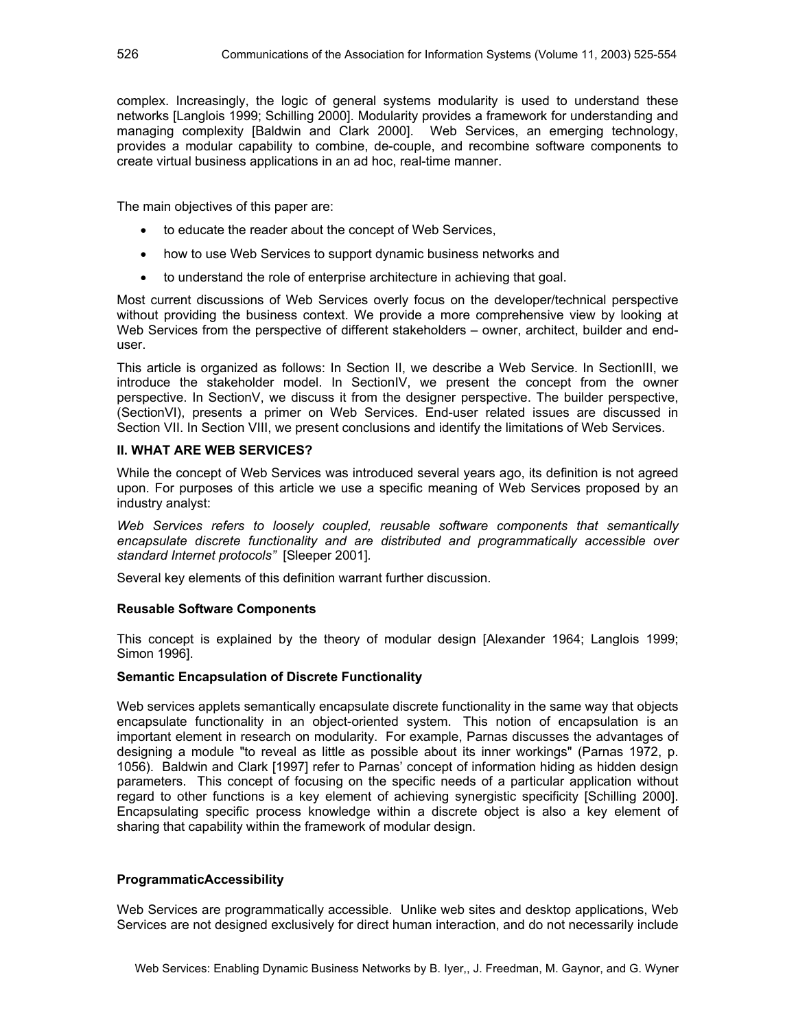complex. Increasingly, the logic of general systems modularity is used to understand these networks [Langlois 1999; Schilling 2000]. Modularity provides a framework for understanding and managing complexity [Baldwin and Clark 2000]. Web Services, an emerging technology, provides a modular capability to combine, de-couple, and recombine software components to create virtual business applications in an ad hoc, real-time manner.

The main objectives of this paper are:

- to educate the reader about the concept of Web Services,
- how to use Web Services to support dynamic business networks and
- to understand the role of enterprise architecture in achieving that goal.

Most current discussions of Web Services overly focus on the developer/technical perspective without providing the business context. We provide a more comprehensive view by looking at Web Services from the perspective of different stakeholders – owner, architect, builder and end-user.

This article is organized as follows: In Section II, we describe a Web Service. In SectionIII, we introduce the stakeholder model. In SectionIV, we present the concept from the owner perspective. In SectionV, we discuss it from the designer perspective. The builder perspective, (SectionVI), presents a primer on Web Services. End-user related issues are discussed in Section VII. In Section VIII, we present conclusions and identify the limitations of Web Services.

## II. WHAT ARE WEB SERVICES?

While the concept of Web Services was introduced several years ago, its definition is not agreed upon. For purposes of this article we use a specific meaning of Web Services proposed by an industry analyst:

*Web Services refers to loosely coupled, reusable software components that semantically encapsulate discrete functionality and are distributed and programmatically accessible over standard Internet protocols"* [Sleeper 2001].

Several key elements of this definition warrant further discussion.

### Reusable Software Components

This concept is explained by the theory of modular design [Alexander 1964; Langlois 1999; Simon 1996].

### Semantic Encapsulation of Discrete Functionality

Web services applets semantically encapsulate discrete functionality in the same way that objects encapsulate functionality in an object-oriented system. This notion of encapsulation is an important element in research on modularity. For example, Parnas discusses the advantages of designing a module "to reveal as little as possible about its inner workings" (Parnas 1972, p. 1056). Baldwin and Clark [1997] refer to Parnas' concept of information hiding as hidden design parameters. This concept of focusing on the specific needs of a particular application without regard to other functions is a key element of achieving synergistic specificity [Schilling 2000]. Encapsulating specific process knowledge within a discrete object is also a key element of sharing that capability within the framework of modular design.

### ProgrammaticAccessibility

Web Services are programmatically accessible. Unlike web sites and desktop applications, Web Services are not designed exclusively for direct human interaction, and do not necessarily include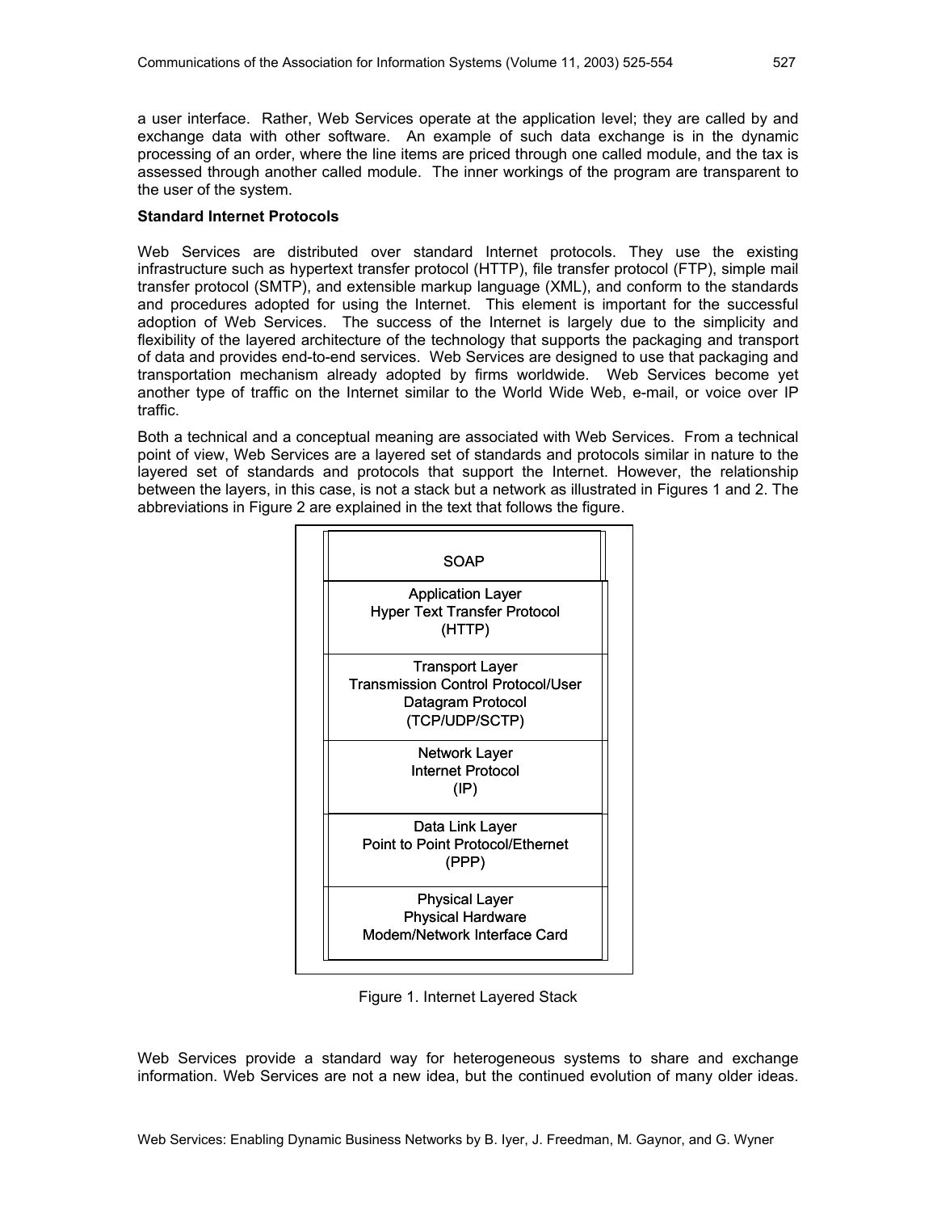a user interface. Rather, Web Services operate at the application level; they are called by and exchange data with other software. An example of such data exchange is in the dynamic processing of an order, where the line items are priced through one called module, and the tax is assessed through another called module. The inner workings of the program are transparent to the user of the system.

**Standard Internet Protocols**

Web Services are distributed over standard Internet protocols. They use the existing infrastructure such as hypertext transfer protocol (HTTP), file transfer protocol (FTP), simple mail transfer protocol (SMTP), and extensible markup language (XML), and conform to the standards and procedures adopted for using the Internet. This element is important for the successful adoption of Web Services. The success of the Internet is largely due to the simplicity and flexibility of the layered architecture of the technology that supports the packaging and transport of data and provides end-to-end services. Web Services are designed to use that packaging and transportation mechanism already adopted by firms worldwide. Web Services become yet another type of traffic on the Internet similar to the World Wide Web, e-mail, or voice over IP traffic.

Both a technical and a conceptual meaning are associated with Web Services. From a technical point of view, Web Services are a layered set of standards and protocols similar in nature to the layered set of standards and protocols that support the Internet. However, the relationship between the layers, in this case, is not a stack but a network as illustrated in Figures 1 and 2. The abbreviations in Figure 2 are explained in the text that follows the figure.

| SOAP |
|---|
| Application Layer<br>Hyper Text Transfer Protocol<br>(HTTP) |
| Transport Layer<br>Transmission Control Protocol/User Datagram Protocol<br>(TCP/UDP/SCTP) |
| Network Layer<br>Internet Protocol<br>(IP) |
| Data Link Layer<br>Point to Point Protocol/Ethernet<br>(PPP) |
| Physical Layer<br>Physical Hardware<br>Modem/Network Interface Card |

Figure 1. Internet Layered Stack

Web Services provide a standard way for heterogeneous systems to share and exchange information. Web Services are not a new idea, but the continued evolution of many older ideas.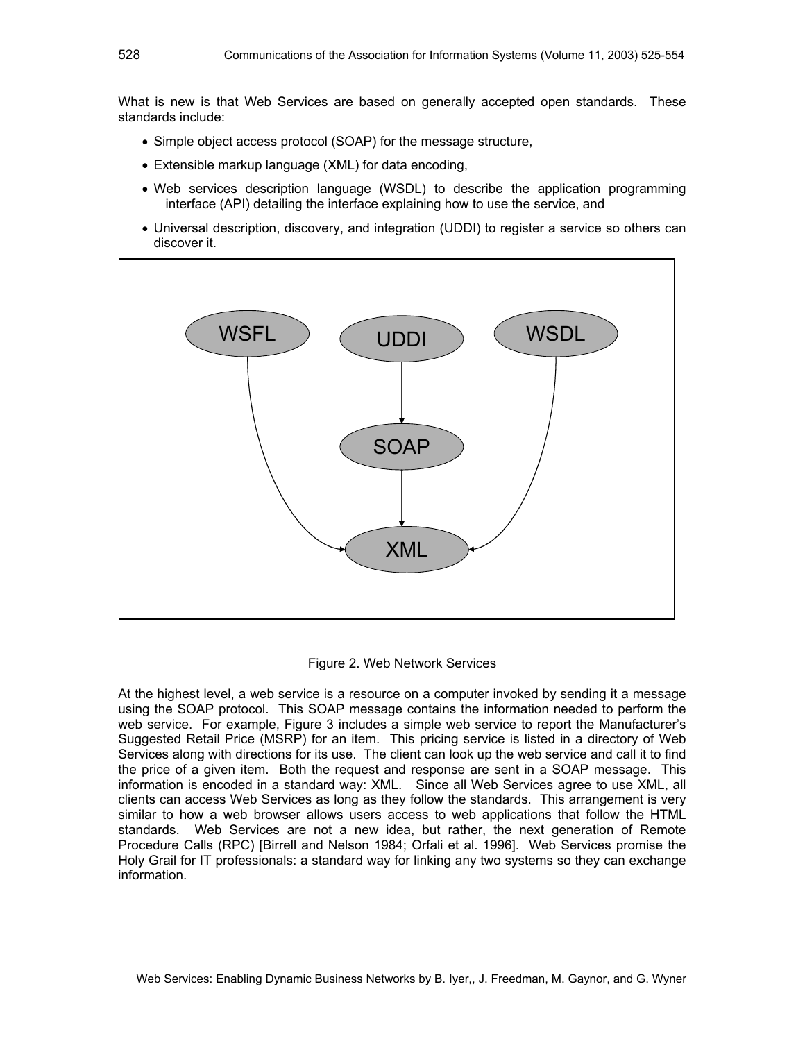What is new is that Web Services are based on generally accepted open standards. These standards include:

- Simple object access protocol (SOAP) for the message structure,
- Extensible markup language (XML) for data encoding,
- Web services description language (WSDL) to describe the application programming interface (API) detailing the interface explaining how to use the service, and
- Universal description, discovery, and integration (UDDI) to register a service so others can discover it.

Figure 2. Web Network Services

At the highest level, a web service is a resource on a computer invoked by sending it a message using the SOAP protocol. This SOAP message contains the information needed to perform the web service. For example, Figure 3 includes a simple web service to report the Manufacturer's Suggested Retail Price (MSRP) for an item. This pricing service is listed in a directory of Web Services along with directions for its use. The client can look up the web service and call it to find the price of a given item. Both the request and response are sent in a SOAP message. This information is encoded in a standard way: XML. Since all Web Services agree to use XML, all clients can access Web Services as long as they follow the standards. This arrangement is very similar to how a web browser allows users access to web applications that follow the HTML standards. Web Services are not a new idea, but rather, the next generation of Remote Procedure Calls (RPC) [Birrell and Nelson 1984; Orfali et al. 1996]. Web Services promise the Holy Grail for IT professionals: a standard way for linking any two systems so they can exchange information.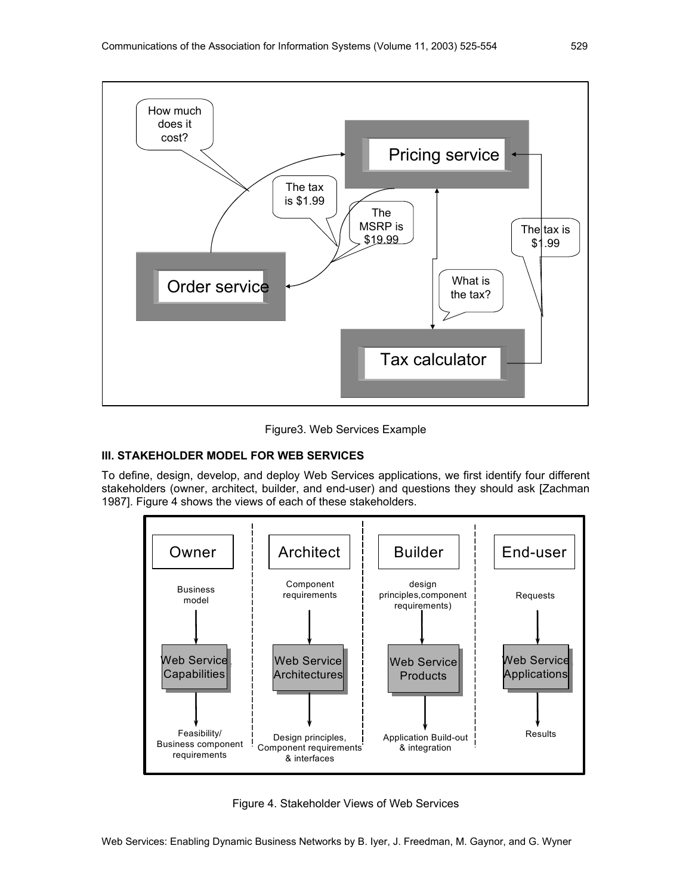Figure3. Web Services Example

### III. STAKEHOLDER MODEL FOR WEB SERVICES

To define, design, develop, and deploy Web Services applications, we first identify four different stakeholders (owner, architect, builder, and end-user) and questions they should ask [Zachman 1987]. Figure 4 shows the views of each of these stakeholders.

Figure 4. Stakeholder Views of Web Services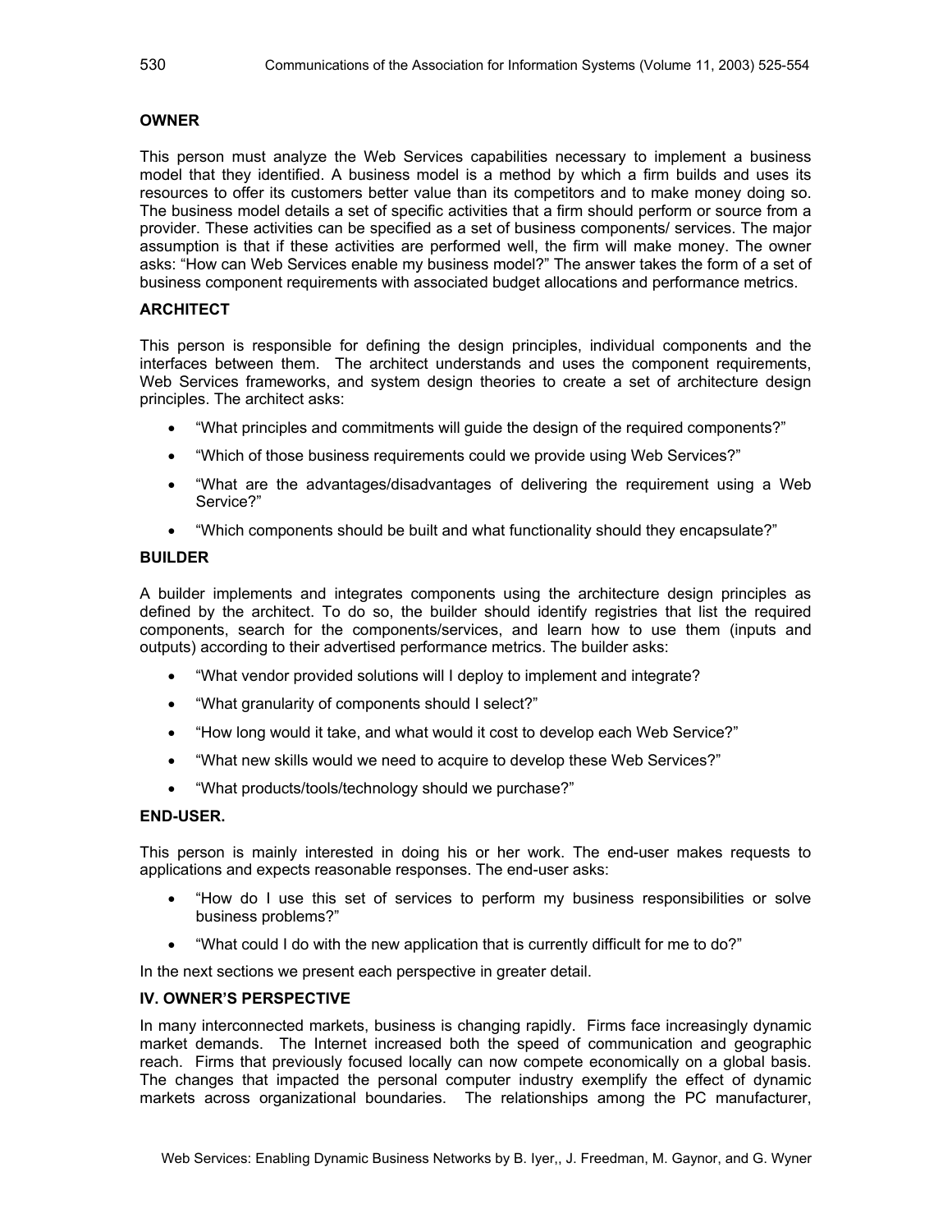**OWNER**

This person must analyze the Web Services capabilities necessary to implement a business model that they identified. A business model is a method by which a firm builds and uses its resources to offer its customers better value than its competitors and to make money doing so. The business model details a set of specific activities that a firm should perform or source from a provider. These activities can be specified as a set of business components/ services. The major assumption is that if these activities are performed well, the firm will make money. The owner asks: "How can Web Services enable my business model?" The answer takes the form of a set of business component requirements with associated budget allocations and performance metrics.

**ARCHITECT**

This person is responsible for defining the design principles, individual components and the interfaces between them. The architect understands and uses the component requirements, Web Services frameworks, and system design theories to create a set of architecture design principles. The architect asks:

- "What principles and commitments will guide the design of the required components?"
- "Which of those business requirements could we provide using Web Services?"
- "What are the advantages/disadvantages of delivering the requirement using a Web Service?"
- "Which components should be built and what functionality should they encapsulate?"

**BUILDER**

A builder implements and integrates components using the architecture design principles as defined by the architect. To do so, the builder should identify registries that list the required components, search for the components/services, and learn how to use them (inputs and outputs) according to their advertised performance metrics. The builder asks:

- "What vendor provided solutions will I deploy to implement and integrate?
- "What granularity of components should I select?"
- "How long would it take, and what would it cost to develop each Web Service?"
- "What new skills would we need to acquire to develop these Web Services?"
- "What products/tools/technology should we purchase?"

**END-USER.**

This person is mainly interested in doing his or her work. The end-user makes requests to applications and expects reasonable responses. The end-user asks:

- "How do I use this set of services to perform my business responsibilities or solve business problems?"
- "What could I do with the new application that is currently difficult for me to do?"

In the next sections we present each perspective in greater detail.

## IV. OWNER'S PERSPECTIVE

In many interconnected markets, business is changing rapidly. Firms face increasingly dynamic market demands. The Internet increased both the speed of communication and geographic reach. Firms that previously focused locally can now compete economically on a global basis. The changes that impacted the personal computer industry exemplify the effect of dynamic markets across organizational boundaries. The relationships among the PC manufacturer,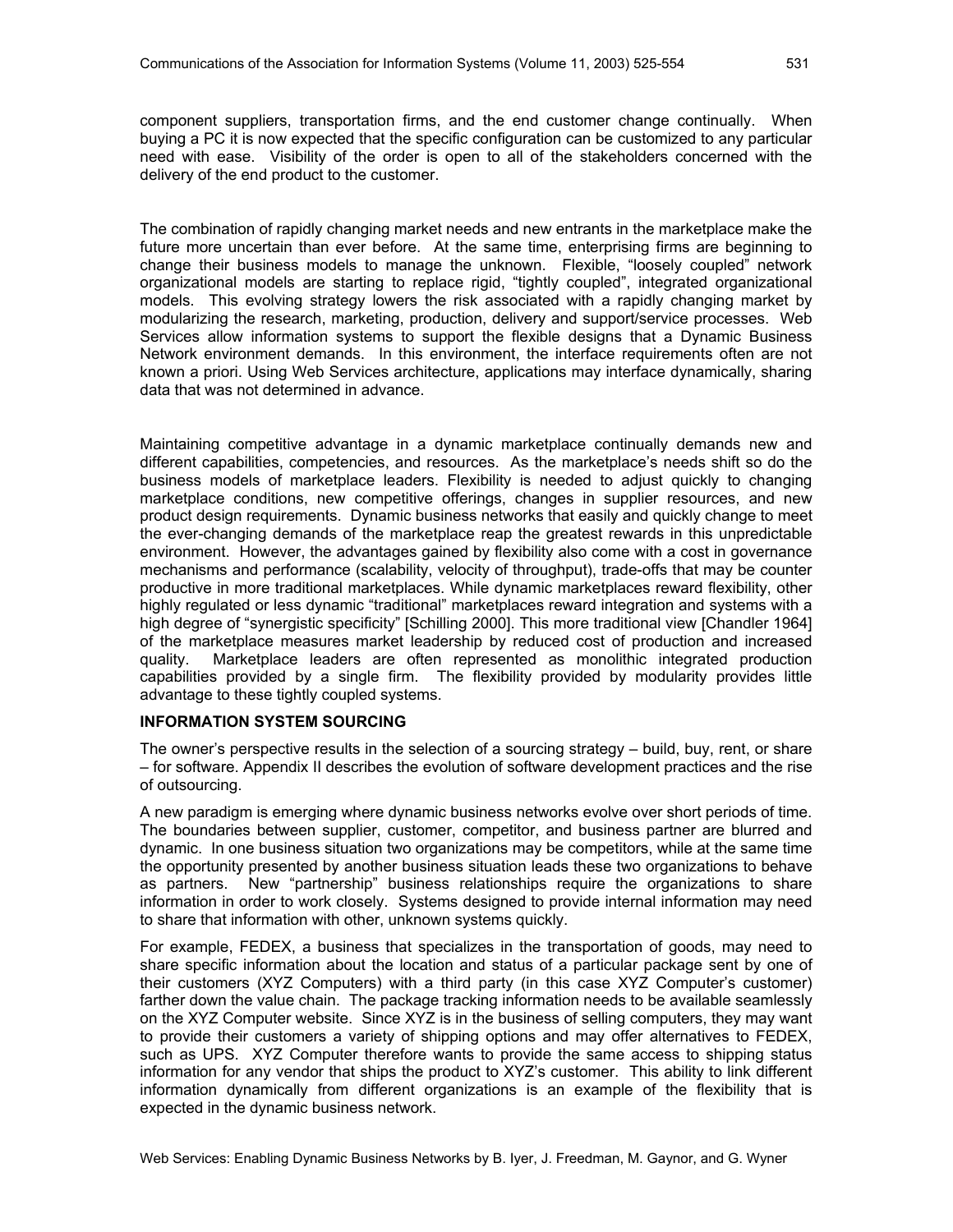component suppliers, transportation firms, and the end customer change continually. When buying a PC it is now expected that the specific configuration can be customized to any particular need with ease. Visibility of the order is open to all of the stakeholders concerned with the delivery of the end product to the customer.

The combination of rapidly changing market needs and new entrants in the marketplace make the future more uncertain than ever before. At the same time, enterprising firms are beginning to change their business models to manage the unknown. Flexible, "loosely coupled" network organizational models are starting to replace rigid, "tightly coupled", integrated organizational models. This evolving strategy lowers the risk associated with a rapidly changing market by modularizing the research, marketing, production, delivery and support/service processes. Web Services allow information systems to support the flexible designs that a Dynamic Business Network environment demands. In this environment, the interface requirements often are not known a priori. Using Web Services architecture, applications may interface dynamically, sharing data that was not determined in advance.

Maintaining competitive advantage in a dynamic marketplace continually demands new and different capabilities, competencies, and resources. As the marketplace's needs shift so do the business models of marketplace leaders. Flexibility is needed to adjust quickly to changing marketplace conditions, new competitive offerings, changes in supplier resources, and new product design requirements. Dynamic business networks that easily and quickly change to meet the ever-changing demands of the marketplace reap the greatest rewards in this unpredictable environment. However, the advantages gained by flexibility also come with a cost in governance mechanisms and performance (scalability, velocity of throughput), trade-offs that may be counter productive in more traditional marketplaces. While dynamic marketplaces reward flexibility, other highly regulated or less dynamic "traditional" marketplaces reward integration and systems with a high degree of "synergistic specificity" [Schilling 2000]. This more traditional view [Chandler 1964] of the marketplace measures market leadership by reduced cost of production and increased quality. Marketplace leaders are often represented as monolithic integrated production capabilities provided by a single firm. The flexibility provided by modularity provides little advantage to these tightly coupled systems.

## INFORMATION SYSTEM SOURCING

The owner's perspective results in the selection of a sourcing strategy – build, buy, rent, or share – for software. Appendix II describes the evolution of software development practices and the rise of outsourcing.

A new paradigm is emerging where dynamic business networks evolve over short periods of time. The boundaries between supplier, customer, competitor, and business partner are blurred and dynamic. In one business situation two organizations may be competitors, while at the same time the opportunity presented by another business situation leads these two organizations to behave as partners. New "partnership" business relationships require the organizations to share information in order to work closely. Systems designed to provide internal information may need to share that information with other, unknown systems quickly.

For example, FEDEX, a business that specializes in the transportation of goods, may need to share specific information about the location and status of a particular package sent by one of their customers (XYZ Computers) with a third party (in this case XYZ Computer's customer) farther down the value chain. The package tracking information needs to be available seamlessly on the XYZ Computer website. Since XYZ is in the business of selling computers, they may want to provide their customers a variety of shipping options and may offer alternatives to FEDEX, such as UPS. XYZ Computer therefore wants to provide the same access to shipping status information for any vendor that ships the product to XYZ's customer. This ability to link different information dynamically from different organizations is an example of the flexibility that is expected in the dynamic business network.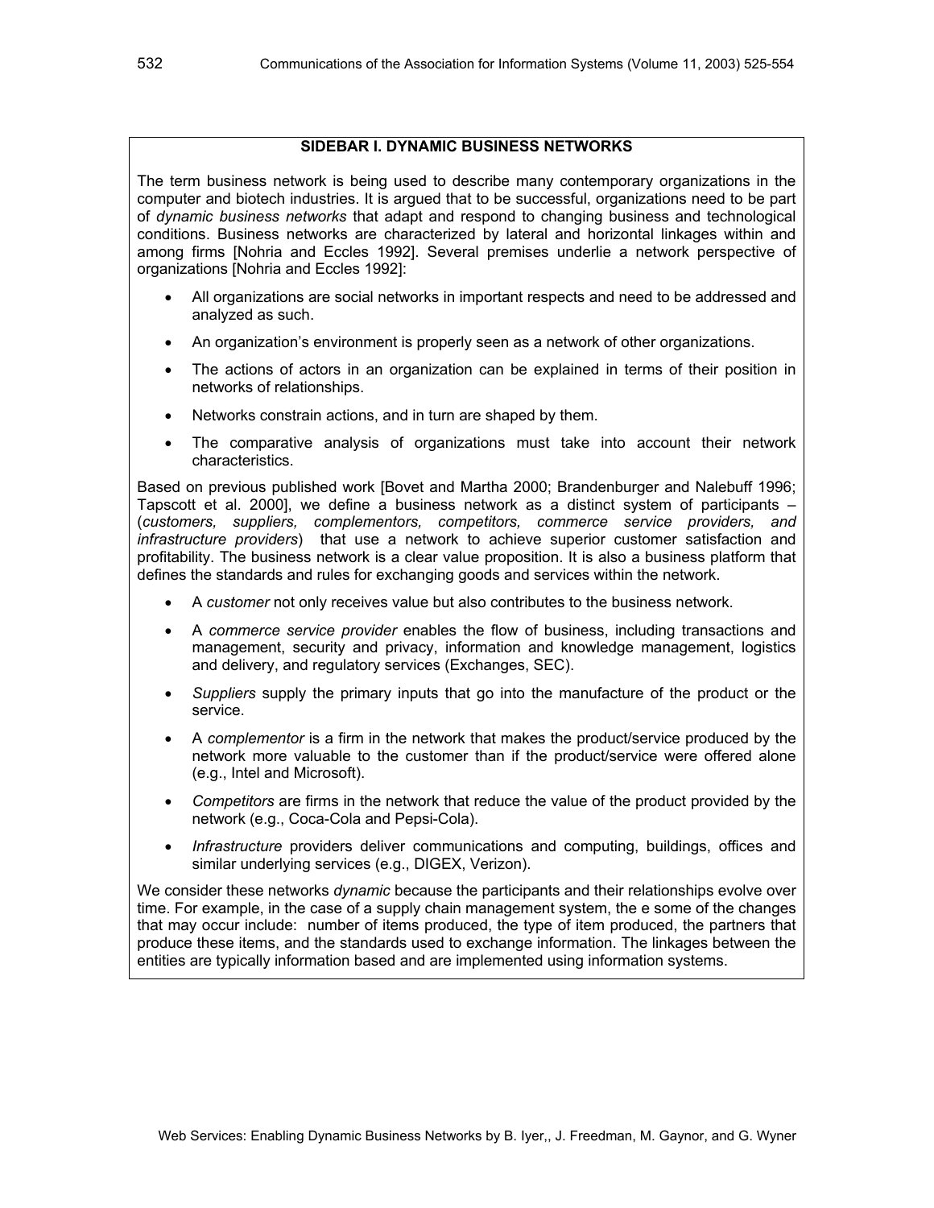### SIDEBAR I. DYNAMIC BUSINESS NETWORKS

The term business network is being used to describe many contemporary organizations in the computer and biotech industries. It is argued that to be successful, organizations need to be part of *dynamic business networks* that adapt and respond to changing business and technological conditions. Business networks are characterized by lateral and horizontal linkages within and among firms [Nohria and Eccles 1992]. Several premises underlie a network perspective of organizations [Nohria and Eccles 1992]:

- All organizations are social networks in important respects and need to be addressed and analyzed as such.
- An organization's environment is properly seen as a network of other organizations.
- The actions of actors in an organization can be explained in terms of their position in networks of relationships.
- Networks constrain actions, and in turn are shaped by them.
- The comparative analysis of organizations must take into account their network characteristics.

Based on previous published work [Bovet and Martha 2000; Brandenburger and Nalebuff 1996; Tapscott et al. 2000], we define a business network as a distinct system of participants – (*customers, suppliers, complementors, competitors, commerce service providers, and infrastructure providers*) that use a network to achieve superior customer satisfaction and profitability. The business network is a clear value proposition. It is also a business platform that defines the standards and rules for exchanging goods and services within the network.

- A *customer* not only receives value but also contributes to the business network.
- A *commerce service provider* enables the flow of business, including transactions and management, security and privacy, information and knowledge management, logistics and delivery, and regulatory services (Exchanges, SEC).
- *Suppliers* supply the primary inputs that go into the manufacture of the product or the service.
- A *complementor* is a firm in the network that makes the product/service produced by the network more valuable to the customer than if the product/service were offered alone (e.g., Intel and Microsoft).
- *Competitors* are firms in the network that reduce the value of the product provided by the network (e.g., Coca-Cola and Pepsi-Cola).
- *Infrastructure* providers deliver communications and computing, buildings, offices and similar underlying services (e.g., DIGEX, Verizon).

We consider these networks *dynamic* because the participants and their relationships evolve over time. For example, in the case of a supply chain management system, the e some of the changes that may occur include: number of items produced, the type of item produced, the partners that produce these items, and the standards used to exchange information. The linkages between the entities are typically information based and are implemented using information systems.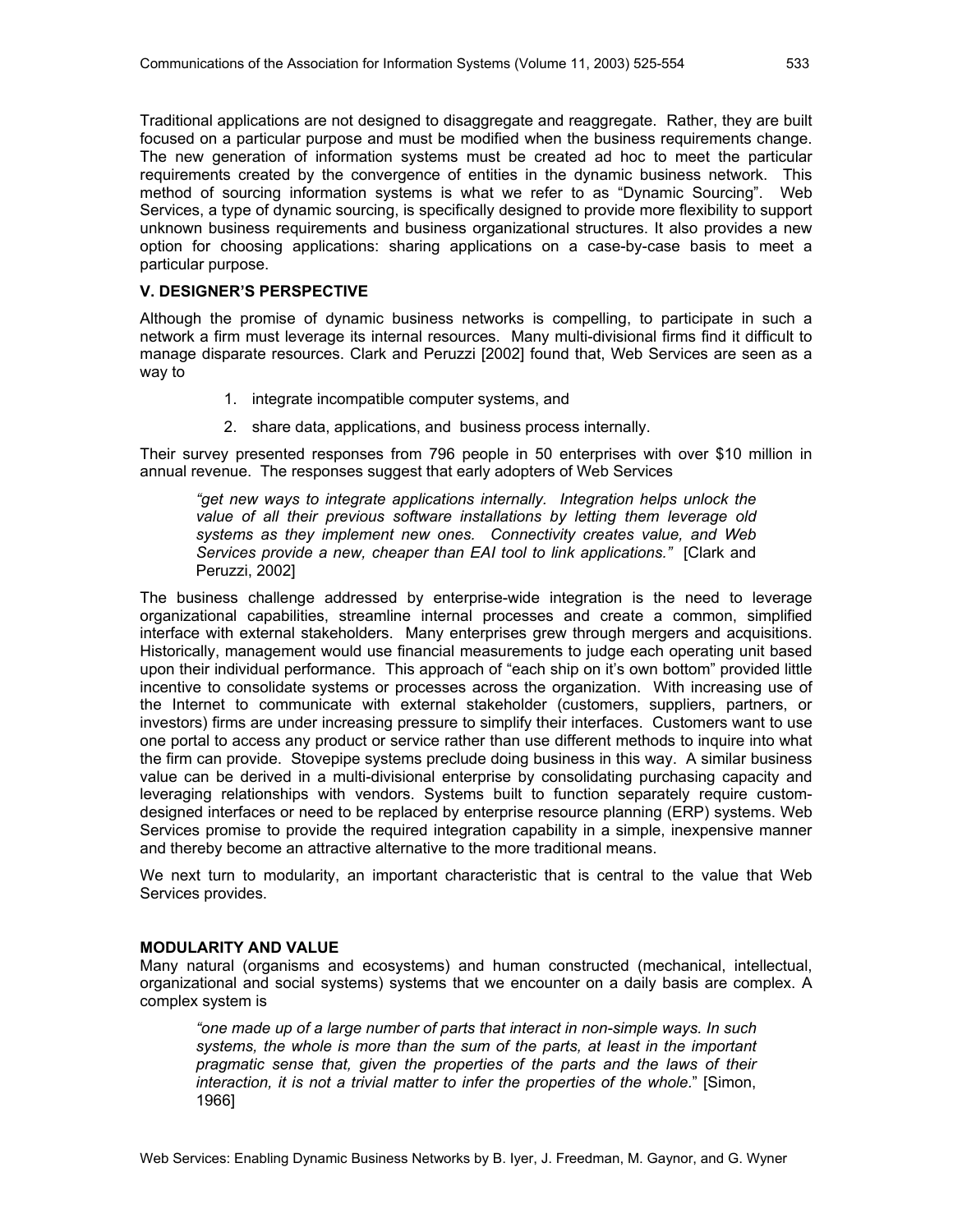Traditional applications are not designed to disaggregate and reaggregate. Rather, they are built focused on a particular purpose and must be modified when the business requirements change. The new generation of information systems must be created ad hoc to meet the particular requirements created by the convergence of entities in the dynamic business network. This method of sourcing information systems is what we refer to as "Dynamic Sourcing". Web Services, a type of dynamic sourcing, is specifically designed to provide more flexibility to support unknown business requirements and business organizational structures. It also provides a new option for choosing applications: sharing applications on a case-by-case basis to meet a particular purpose.

## V. DESIGNER'S PERSPECTIVE

Although the promise of dynamic business networks is compelling, to participate in such a network a firm must leverage its internal resources. Many multi-divisional firms find it difficult to manage disparate resources. Clark and Peruzzi [2002] found that, Web Services are seen as a way to

1. integrate incompatible computer systems, and
2. share data, applications, and business process internally.

Their survey presented responses from 796 people in 50 enterprises with over $10 million in annual revenue. The responses suggest that early adopters of Web Services

> *"get new ways to integrate applications internally. Integration helps unlock the value of all their previous software installations by letting them leverage old systems as they implement new ones. Connectivity creates value, and Web Services provide a new, cheaper than EAI tool to link applications."* [Clark and Peruzzi, 2002]

The business challenge addressed by enterprise-wide integration is the need to leverage organizational capabilities, streamline internal processes and create a common, simplified interface with external stakeholders. Many enterprises grew through mergers and acquisitions. Historically, management would use financial measurements to judge each operating unit based upon their individual performance. This approach of "each ship on it's own bottom" provided little incentive to consolidate systems or processes across the organization. With increasing use of the Internet to communicate with external stakeholder (customers, suppliers, partners, or investors) firms are under increasing pressure to simplify their interfaces. Customers want to use one portal to access any product or service rather than use different methods to inquire into what the firm can provide. Stovepipe systems preclude doing business in this way. A similar business value can be derived in a multi-divisional enterprise by consolidating purchasing capacity and leveraging relationships with vendors. Systems built to function separately require custom-designed interfaces or need to be replaced by enterprise resource planning (ERP) systems. Web Services promise to provide the required integration capability in a simple, inexpensive manner and thereby become an attractive alternative to the more traditional means.

We next turn to modularity, an important characteristic that is central to the value that Web Services provides.

### MODULARITY AND VALUE

Many natural (organisms and ecosystems) and human constructed (mechanical, intellectual, organizational and social systems) systems that we encounter on a daily basis are complex. A complex system is

> *"one made up of a large number of parts that interact in non-simple ways. In such systems, the whole is more than the sum of the parts, at least in the important pragmatic sense that, given the properties of the parts and the laws of their interaction, it is not a trivial matter to infer the properties of the whole."* [Simon, 1966]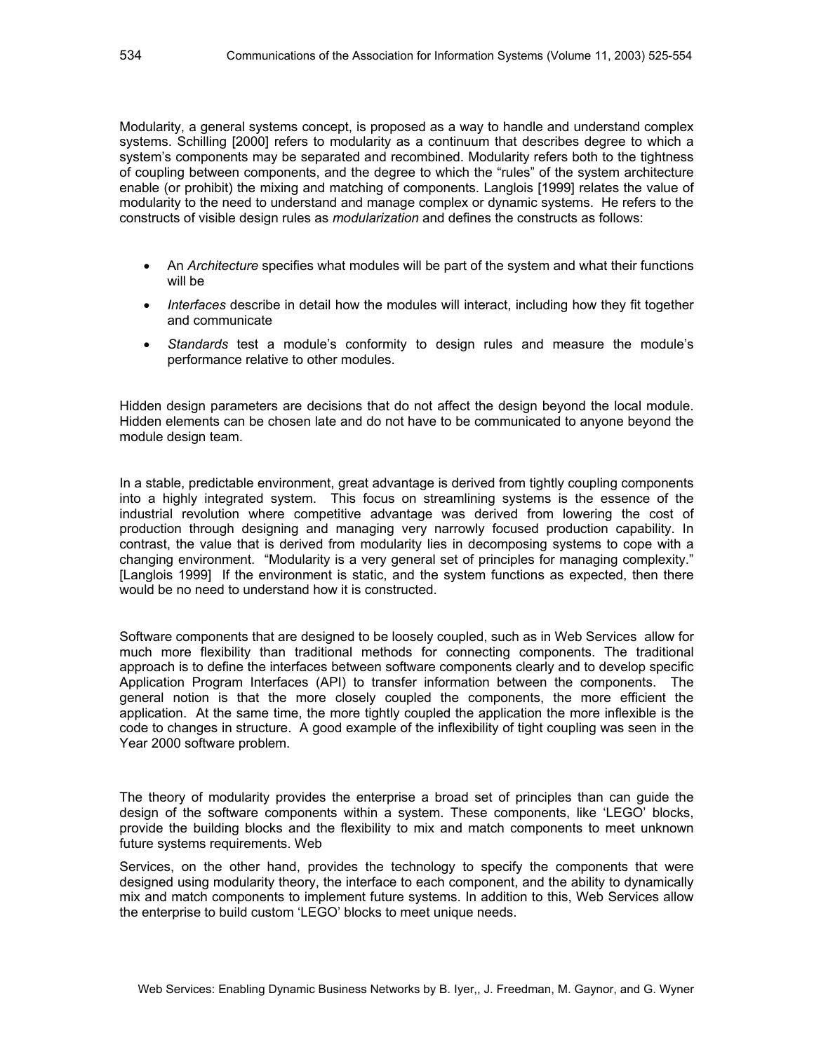Modularity, a general systems concept, is proposed as a way to handle and understand complex systems. Schilling [2000] refers to modularity as a continuum that describes degree to which a system's components may be separated and recombined. Modularity refers both to the tightness of coupling between components, and the degree to which the "rules" of the system architecture enable (or prohibit) the mixing and matching of components. Langlois [1999] relates the value of modularity to the need to understand and manage complex or dynamic systems. He refers to the constructs of visible design rules as *modularization* and defines the constructs as follows:

- An *Architecture* specifies what modules will be part of the system and what their functions will be
- *Interfaces* describe in detail how the modules will interact, including how they fit together and communicate
- *Standards* test a module's conformity to design rules and measure the module's performance relative to other modules.

Hidden design parameters are decisions that do not affect the design beyond the local module. Hidden elements can be chosen late and do not have to be communicated to anyone beyond the module design team.

In a stable, predictable environment, great advantage is derived from tightly coupling components into a highly integrated system. This focus on streamlining systems is the essence of the industrial revolution where competitive advantage was derived from lowering the cost of production through designing and managing very narrowly focused production capability. In contrast, the value that is derived from modularity lies in decomposing systems to cope with a changing environment. "Modularity is a very general set of principles for managing complexity." [Langlois 1999] If the environment is static, and the system functions as expected, then there would be no need to understand how it is constructed.

Software components that are designed to be loosely coupled, such as in Web Services allow for much more flexibility than traditional methods for connecting components. The traditional approach is to define the interfaces between software components clearly and to develop specific Application Program Interfaces (API) to transfer information between the components. The general notion is that the more closely coupled the components, the more efficient the application. At the same time, the more tightly coupled the application the more inflexible is the code to changes in structure. A good example of the inflexibility of tight coupling was seen in the Year 2000 software problem.

The theory of modularity provides the enterprise a broad set of principles than can guide the design of the software components within a system. These components, like 'LEGO' blocks, provide the building blocks and the flexibility to mix and match components to meet unknown future systems requirements. Web

Services, on the other hand, provides the technology to specify the components that were designed using modularity theory, the interface to each component, and the ability to dynamically mix and match components to implement future systems. In addition to this, Web Services allow the enterprise to build custom 'LEGO' blocks to meet unique needs.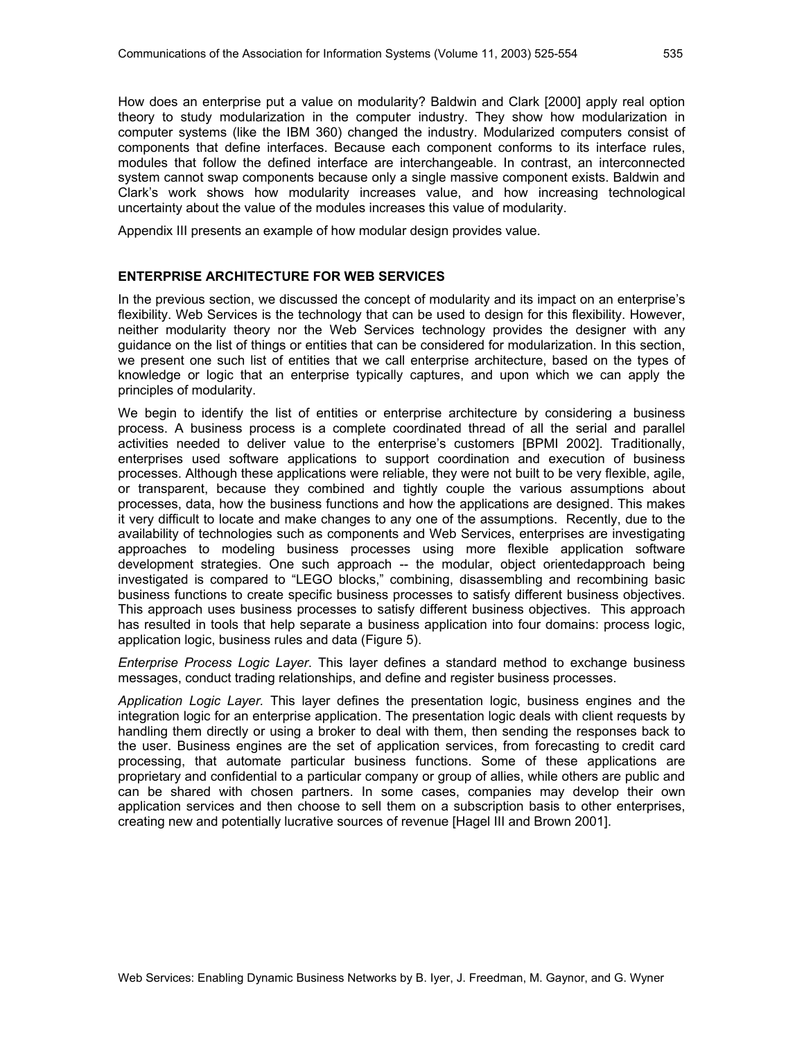How does an enterprise put a value on modularity? Baldwin and Clark [2000] apply real option theory to study modularization in the computer industry. They show how modularization in computer systems (like the IBM 360) changed the industry. Modularized computers consist of components that define interfaces. Because each component conforms to its interface rules, modules that follow the defined interface are interchangeable. In contrast, an interconnected system cannot swap components because only a single massive component exists. Baldwin and Clark's work shows how modularity increases value, and how increasing technological uncertainty about the value of the modules increases this value of modularity.

Appendix III presents an example of how modular design provides value.

## ENTERPRISE ARCHITECTURE FOR WEB SERVICES

In the previous section, we discussed the concept of modularity and its impact on an enterprise's flexibility. Web Services is the technology that can be used to design for this flexibility. However, neither modularity theory nor the Web Services technology provides the designer with any guidance on the list of things or entities that can be considered for modularization. In this section, we present one such list of entities that we call enterprise architecture, based on the types of knowledge or logic that an enterprise typically captures, and upon which we can apply the principles of modularity.

We begin to identify the list of entities or enterprise architecture by considering a business process. A business process is a complete coordinated thread of all the serial and parallel activities needed to deliver value to the enterprise's customers [BPMI 2002]. Traditionally, enterprises used software applications to support coordination and execution of business processes. Although these applications were reliable, they were not built to be very flexible, agile, or transparent, because they combined and tightly couple the various assumptions about processes, data, how the business functions and how the applications are designed. This makes it very difficult to locate and make changes to any one of the assumptions. Recently, due to the availability of technologies such as components and Web Services, enterprises are investigating approaches to modeling business processes using more flexible application software development strategies. One such approach -- the modular, object orientedapproach being investigated is compared to "LEGO blocks," combining, disassembling and recombining basic business functions to create specific business processes to satisfy different business objectives. This approach uses business processes to satisfy different business objectives. This approach has resulted in tools that help separate a business application into four domains: process logic, application logic, business rules and data (Figure 5).

*Enterprise Process Logic Layer*. This layer defines a standard method to exchange business messages, conduct trading relationships, and define and register business processes.

*Application Logic Layer.* This layer defines the presentation logic, business engines and the integration logic for an enterprise application. The presentation logic deals with client requests by handling them directly or using a broker to deal with them, then sending the responses back to the user. Business engines are the set of application services, from forecasting to credit card processing, that automate particular business functions. Some of these applications are proprietary and confidential to a particular company or group of allies, while others are public and can be shared with chosen partners. In some cases, companies may develop their own application services and then choose to sell them on a subscription basis to other enterprises, creating new and potentially lucrative sources of revenue [Hagel III and Brown 2001].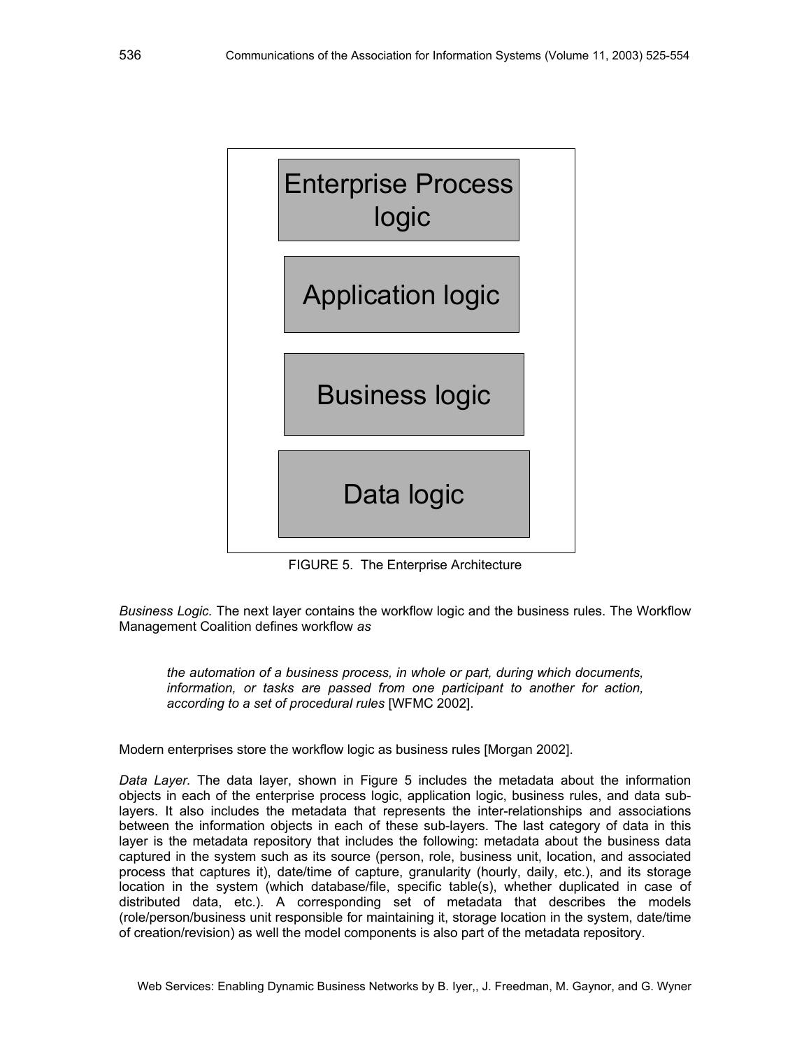Enterprise Process logic

Application logic

Business logic

Data logic

FIGURE 5. The Enterprise Architecture

*Business Logic.* The next layer contains the workflow logic and the business rules. The Workflow Management Coalition defines workflow *as*

> *the automation of a business process, in whole or part, during which documents, information, or tasks are passed from one participant to another for action, according to a set of procedural rules* [WFMC 2002].

Modern enterprises store the workflow logic as business rules [Morgan 2002].

*Data Layer.* The data layer, shown in Figure 5 includes the metadata about the information objects in each of the enterprise process logic, application logic, business rules, and data sub-layers. It also includes the metadata that represents the inter-relationships and associations between the information objects in each of these sub-layers. The last category of data in this layer is the metadata repository that includes the following: metadata about the business data captured in the system such as its source (person, role, business unit, location, and associated process that captures it), date/time of capture, granularity (hourly, daily, etc.), and its storage location in the system (which database/file, specific table(s), whether duplicated in case of distributed data, etc.). A corresponding set of metadata that describes the models (role/person/business unit responsible for maintaining it, storage location in the system, date/time of creation/revision) as well the model components is also part of the metadata repository.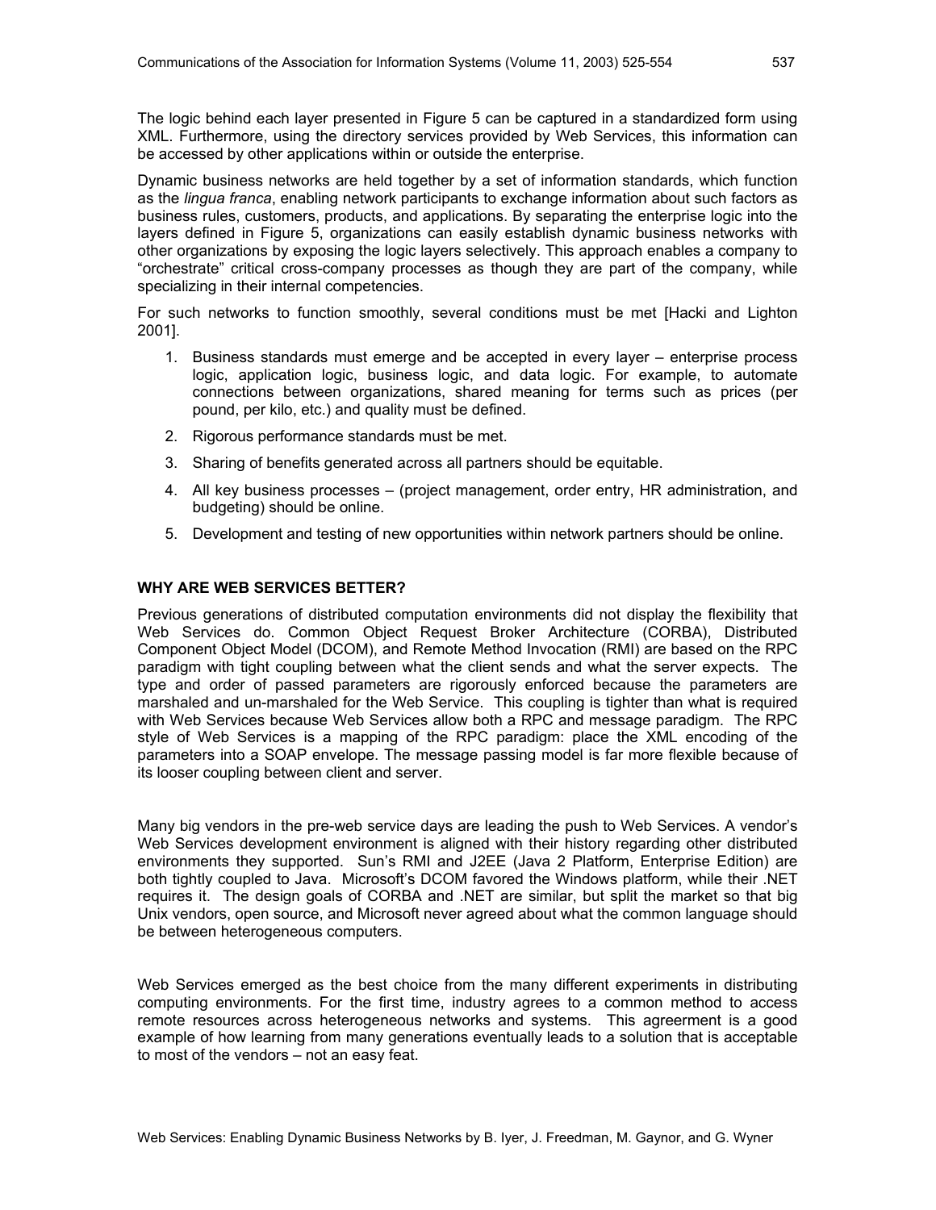The logic behind each layer presented in Figure 5 can be captured in a standardized form using XML. Furthermore, using the directory services provided by Web Services, this information can be accessed by other applications within or outside the enterprise.

Dynamic business networks are held together by a set of information standards, which function as the *lingua franca*, enabling network participants to exchange information about such factors as business rules, customers, products, and applications. By separating the enterprise logic into the layers defined in Figure 5, organizations can easily establish dynamic business networks with other organizations by exposing the logic layers selectively. This approach enables a company to "orchestrate" critical cross-company processes as though they are part of the company, while specializing in their internal competencies.

For such networks to function smoothly, several conditions must be met [Hacki and Lighton 2001].

1. Business standards must emerge and be accepted in every layer – enterprise process logic, application logic, business logic, and data logic. For example, to automate connections between organizations, shared meaning for terms such as prices (per pound, per kilo, etc.) and quality must be defined.
2. Rigorous performance standards must be met.
3. Sharing of benefits generated across all partners should be equitable.
4. All key business processes – (project management, order entry, HR administration, and budgeting) should be online.
5. Development and testing of new opportunities within network partners should be online.

## WHY ARE WEB SERVICES BETTER?

Previous generations of distributed computation environments did not display the flexibility that Web Services do. Common Object Request Broker Architecture (CORBA), Distributed Component Object Model (DCOM), and Remote Method Invocation (RMI) are based on the RPC paradigm with tight coupling between what the client sends and what the server expects. The type and order of passed parameters are rigorously enforced because the parameters are marshaled and un-marshaled for the Web Service. This coupling is tighter than what is required with Web Services because Web Services allow both a RPC and message paradigm. The RPC style of Web Services is a mapping of the RPC paradigm: place the XML encoding of the parameters into a SOAP envelope. The message passing model is far more flexible because of its looser coupling between client and server.

Many big vendors in the pre-web service days are leading the push to Web Services. A vendor's Web Services development environment is aligned with their history regarding other distributed environments they supported. Sun's RMI and J2EE (Java 2 Platform, Enterprise Edition) are both tightly coupled to Java. Microsoft's DCOM favored the Windows platform, while their .NET requires it. The design goals of CORBA and .NET are similar, but split the market so that big Unix vendors, open source, and Microsoft never agreed about what the common language should be between heterogeneous computers.

Web Services emerged as the best choice from the many different experiments in distributing computing environments. For the first time, industry agrees to a common method to access remote resources across heterogeneous networks and systems. This agreerment is a good example of how learning from many generations eventually leads to a solution that is acceptable to most of the vendors – not an easy feat.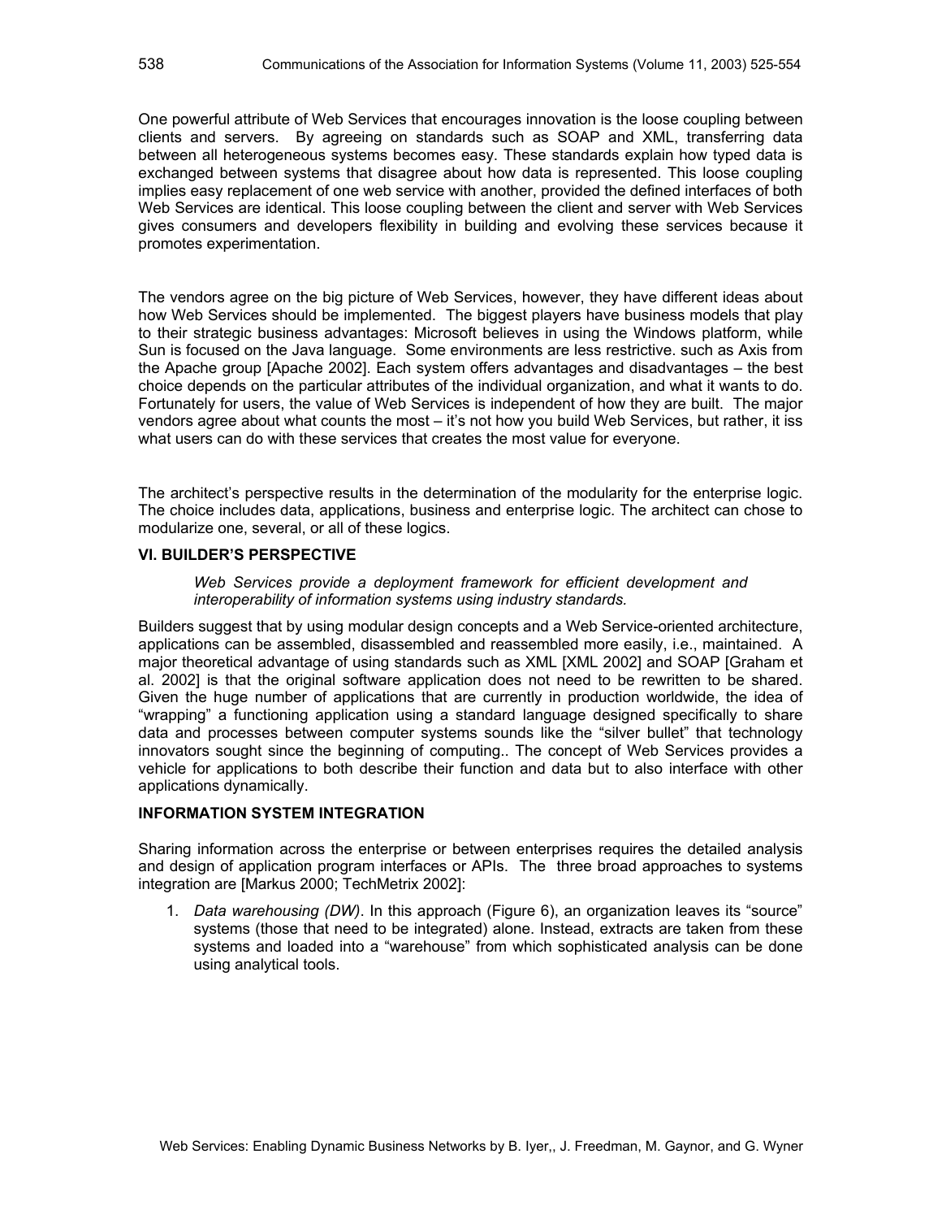One powerful attribute of Web Services that encourages innovation is the loose coupling between clients and servers. By agreeing on standards such as SOAP and XML, transferring data between all heterogeneous systems becomes easy. These standards explain how typed data is exchanged between systems that disagree about how data is represented. This loose coupling implies easy replacement of one web service with another, provided the defined interfaces of both Web Services are identical. This loose coupling between the client and server with Web Services gives consumers and developers flexibility in building and evolving these services because it promotes experimentation.

The vendors agree on the big picture of Web Services, however, they have different ideas about how Web Services should be implemented. The biggest players have business models that play to their strategic business advantages: Microsoft believes in using the Windows platform, while Sun is focused on the Java language. Some environments are less restrictive. such as Axis from the Apache group [Apache 2002]. Each system offers advantages and disadvantages – the best choice depends on the particular attributes of the individual organization, and what it wants to do. Fortunately for users, the value of Web Services is independent of how they are built. The major vendors agree about what counts the most – it's not how you build Web Services, but rather, it iss what users can do with these services that creates the most value for everyone.

The architect's perspective results in the determination of the modularity for the enterprise logic. The choice includes data, applications, business and enterprise logic. The architect can chose to modularize one, several, or all of these logics.

## VI. BUILDER'S PERSPECTIVE

> *Web Services provide a deployment framework for efficient development and interoperability of information systems using industry standards.*

Builders suggest that by using modular design concepts and a Web Service-oriented architecture, applications can be assembled, disassembled and reassembled more easily, i.e., maintained. A major theoretical advantage of using standards such as XML [XML 2002] and SOAP [Graham et al. 2002] is that the original software application does not need to be rewritten to be shared. Given the huge number of applications that are currently in production worldwide, the idea of "wrapping" a functioning application using a standard language designed specifically to share data and processes between computer systems sounds like the "silver bullet" that technology innovators sought since the beginning of computing.. The concept of Web Services provides a vehicle for applications to both describe their function and data but to also interface with other applications dynamically.

### INFORMATION SYSTEM INTEGRATION

Sharing information across the enterprise or between enterprises requires the detailed analysis and design of application program interfaces or APIs. The three broad approaches to systems integration are [Markus 2000; TechMetrix 2002]:

1. *Data warehousing (DW)*. In this approach (Figure 6), an organization leaves its "source" systems (those that need to be integrated) alone. Instead, extracts are taken from these systems and loaded into a "warehouse" from which sophisticated analysis can be done using analytical tools.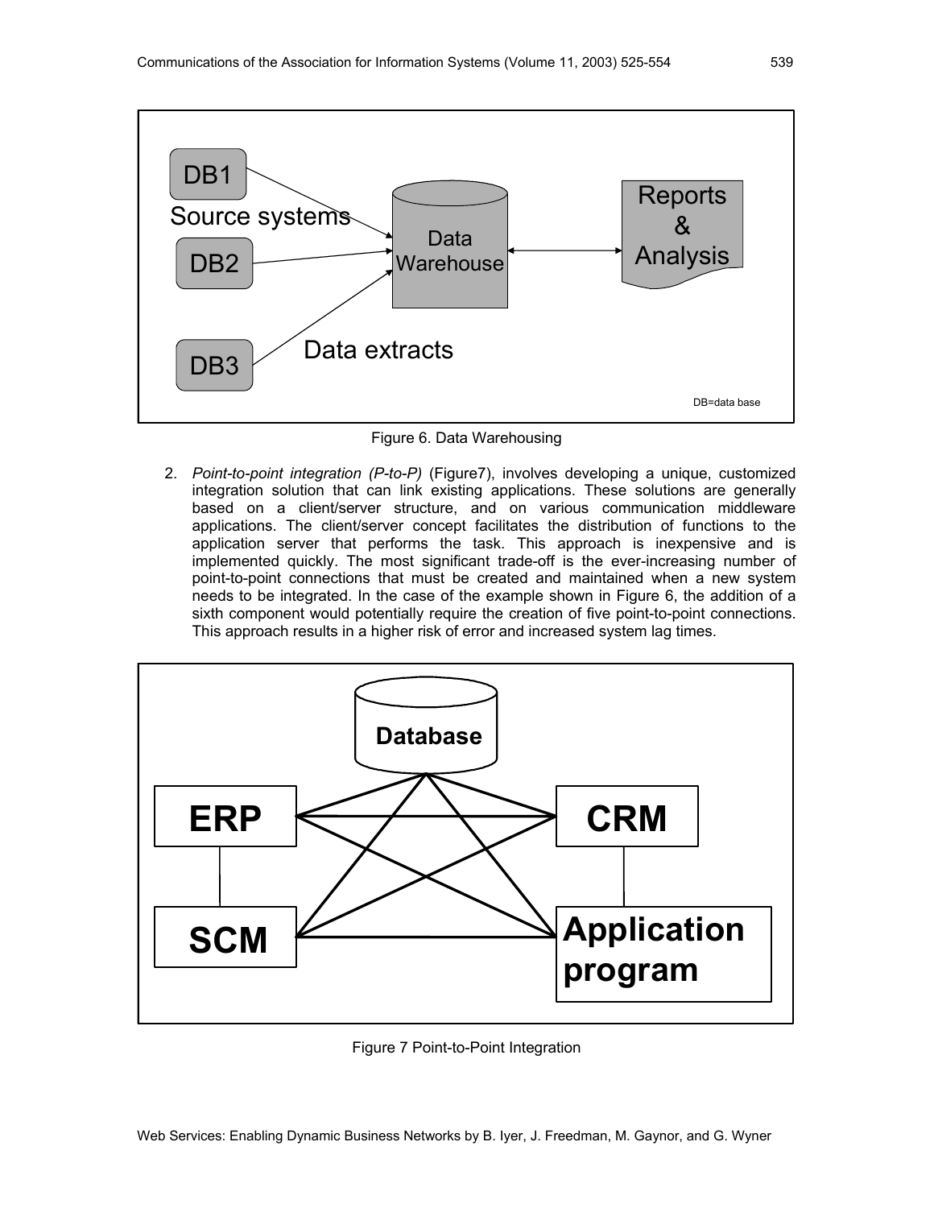Figure 6. Data Warehousing

2. *Point-to-point integration (P-to-P)* (Figure7), involves developing a unique, customized integration solution that can link existing applications. These solutions are generally based on a client/server structure, and on various communication middleware applications. The client/server concept facilitates the distribution of functions to the application server that performs the task. This approach is inexpensive and is implemented quickly. The most significant trade-off is the ever-increasing number of point-to-point connections that must be created and maintained when a new system needs to be integrated. In the case of the example shown in Figure 6, the addition of a sixth component would potentially require the creation of five point-to-point connections. This approach results in a higher risk of error and increased system lag times.

Figure 7 Point-to-Point Integration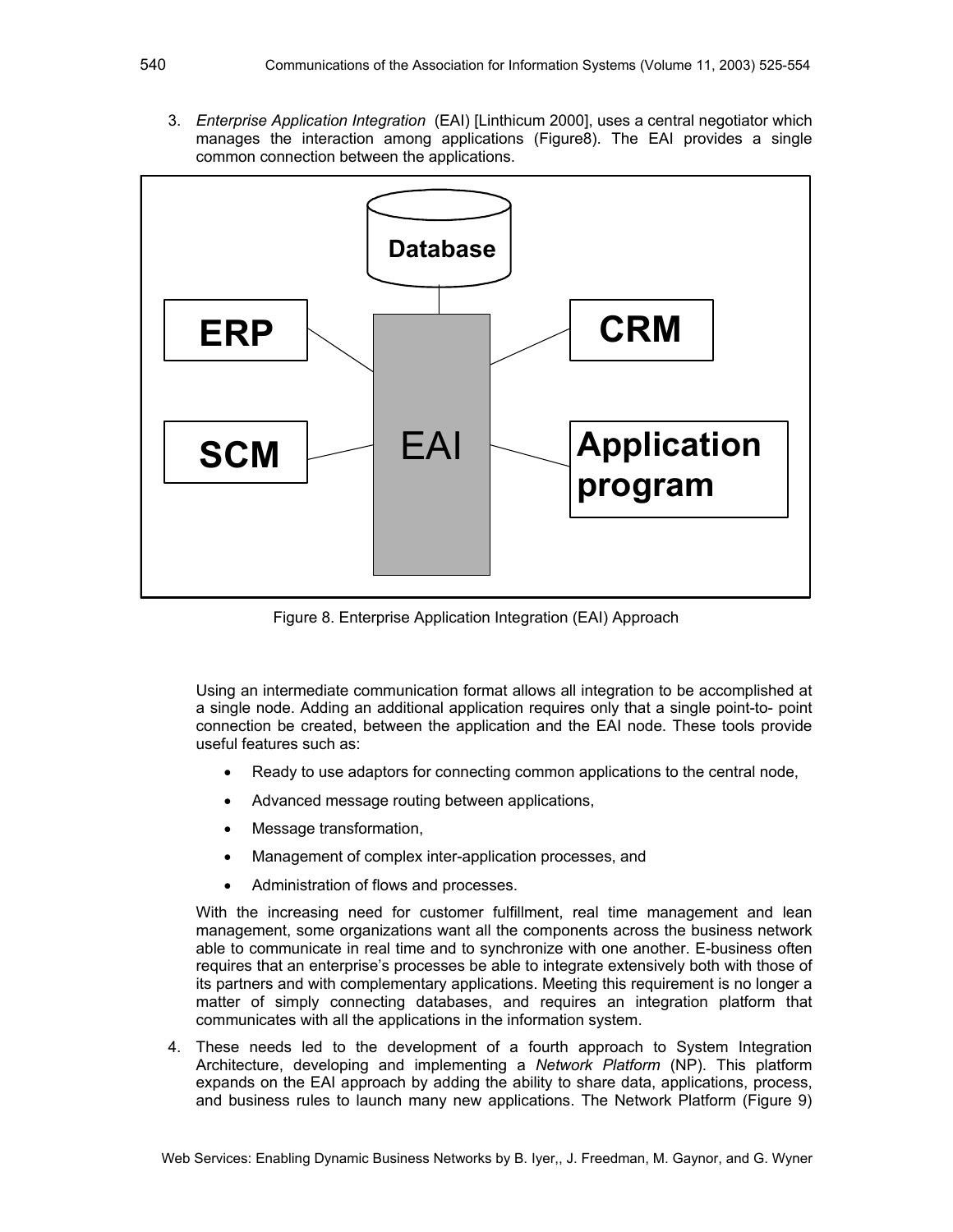3. *Enterprise Application Integration* (EAI) [Linthicum 2000], uses a central negotiator which manages the interaction among applications (Figure8). The EAI provides a single common connection between the applications.

Figure 8. Enterprise Application Integration (EAI) Approach

Using an intermediate communication format allows all integration to be accomplished at a single node. Adding an additional application requires only that a single point-to- point connection be created, between the application and the EAI node. These tools provide useful features such as:

- Ready to use adaptors for connecting common applications to the central node,
- Advanced message routing between applications,
- Message transformation,
- Management of complex inter-application processes, and
- Administration of flows and processes.

With the increasing need for customer fulfillment, real time management and lean management, some organizations want all the components across the business network able to communicate in real time and to synchronize with one another. E-business often requires that an enterprise's processes be able to integrate extensively both with those of its partners and with complementary applications. Meeting this requirement is no longer a matter of simply connecting databases, and requires an integration platform that communicates with all the applications in the information system.

4. These needs led to the development of a fourth approach to System Integration Architecture, developing and implementing a *Network Platform* (NP). This platform expands on the EAI approach by adding the ability to share data, applications, process, and business rules to launch many new applications. The Network Platform (Figure 9)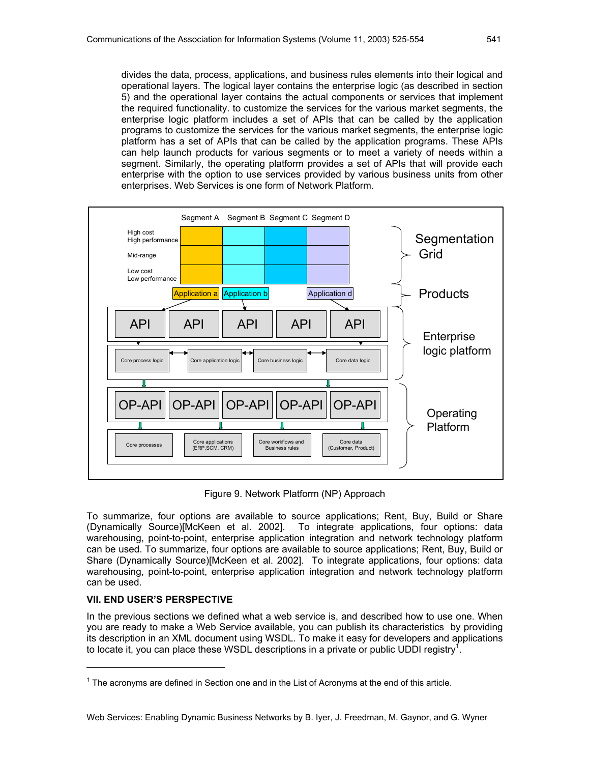divides the data, process, applications, and business rules elements into their logical and operational layers. The logical layer contains the enterprise logic (as described in section 5) and the operational layer contains the actual components or services that implement the required functionality. to customize the services for the various market segments, the enterprise logic platform includes a set of APIs that can be called by the application programs to customize the services for the various market segments, the enterprise logic platform has a set of APIs that can be called by the application programs. These APIs can help launch products for various segments or to meet a variety of needs within a segment. Similarly, the operating platform provides a set of APIs that will provide each enterprise with the option to use services provided by various business units from other enterprises. Web Services is one form of Network Platform.

Figure 9. Network Platform (NP) Approach

To summarize, four options are available to source applications; Rent, Buy, Build or Share (Dynamically Source)[McKeen et al. 2002]. To integrate applications, four options: data warehousing, point-to-point, enterprise application integration and network technology platform can be used. To summarize, four options are available to source applications; Rent, Buy, Build or Share (Dynamically Source)[McKeen et al. 2002]. To integrate applications, four options: data warehousing, point-to-point, enterprise application integration and network technology platform can be used.

## VII. END USER'S PERSPECTIVE

In the previous sections we defined what a web service is, and described how to use one. When you are ready to make a Web Service available, you can publish its characteristics by providing its description in an XML document using WSDL. To make it easy for developers and applications to locate it, you can place these WSDL descriptions in a private or public UDDI registry[1].

[1] The acronyms are defined in Section one and in the List of Acronyms at the end of this article.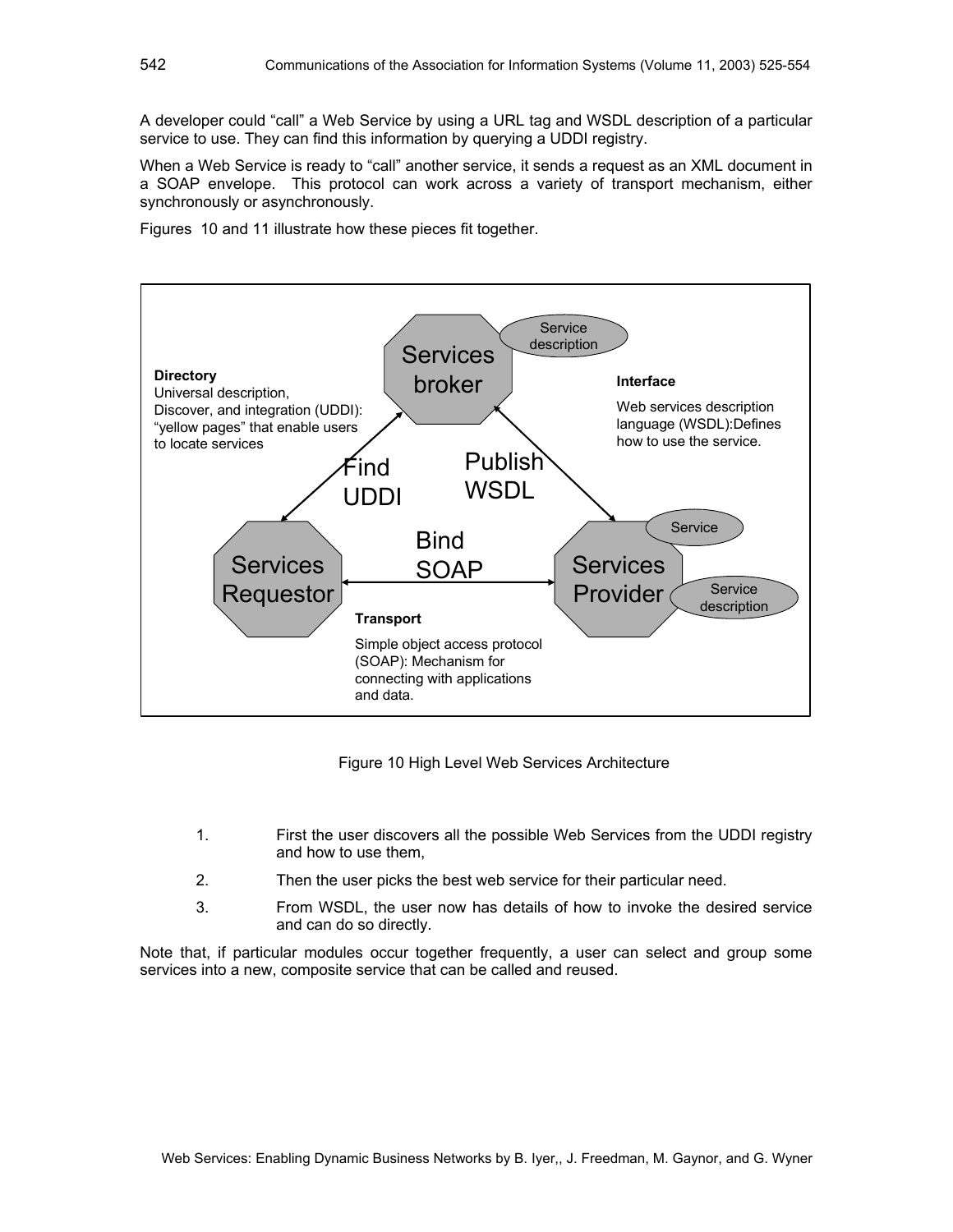A developer could "call" a Web Service by using a URL tag and WSDL description of a particular service to use. They can find this information by querying a UDDI registry.

When a Web Service is ready to "call" another service, it sends a request as an XML document in a SOAP envelope. This protocol can work across a variety of transport mechanism, either synchronously or asynchronously.

Figures 10 and 11 illustrate how these pieces fit together.

Figure 10 High Level Web Services Architecture

1. First the user discovers all the possible Web Services from the UDDI registry and how to use them,
2. Then the user picks the best web service for their particular need.
3. From WSDL, the user now has details of how to invoke the desired service and can do so directly.

Note that, if particular modules occur together frequently, a user can select and group some services into a new, composite service that can be called and reused.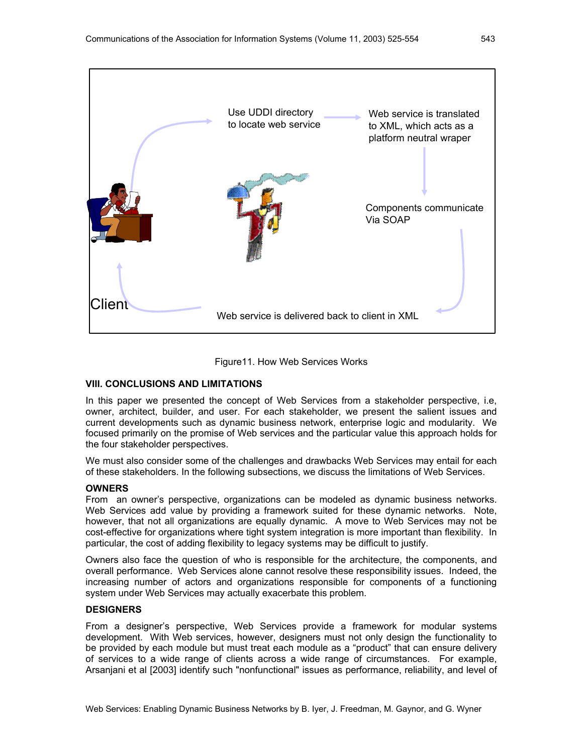Use UDDI directory to locate web service

Web service is translated to XML, which acts as a platform neutral wraper

Components communicate Via SOAP

Web service is delivered back to client in XML

Client

Figure11. How Web Services Works

## VIII. CONCLUSIONS AND LIMITATIONS

In this paper we presented the concept of Web Services from a stakeholder perspective, i.e, owner, architect, builder, and user. For each stakeholder, we present the salient issues and current developments such as dynamic business network, enterprise logic and modularity. We focused primarily on the promise of Web services and the particular value this approach holds for the four stakeholder perspectives.

We must also consider some of the challenges and drawbacks Web Services may entail for each of these stakeholders. In the following subsections, we discuss the limitations of Web Services.

### OWNERS

From an owner's perspective, organizations can be modeled as dynamic business networks. Web Services add value by providing a framework suited for these dynamic networks. Note, however, that not all organizations are equally dynamic. A move to Web Services may not be cost-effective for organizations where tight system integration is more important than flexibility. In particular, the cost of adding flexibility to legacy systems may be difficult to justify.

Owners also face the question of who is responsible for the architecture, the components, and overall performance. Web Services alone cannot resolve these responsibility issues. Indeed, the increasing number of actors and organizations responsible for components of a functioning system under Web Services may actually exacerbate this problem.

### DESIGNERS

From a designer's perspective, Web Services provide a framework for modular systems development. With Web services, however, designers must not only design the functionality to be provided by each module but must treat each module as a "product" that can ensure delivery of services to a wide range of clients across a wide range of circumstances. For example, Arsanjani et al [2003] identify such "nonfunctional" issues as performance, reliability, and level of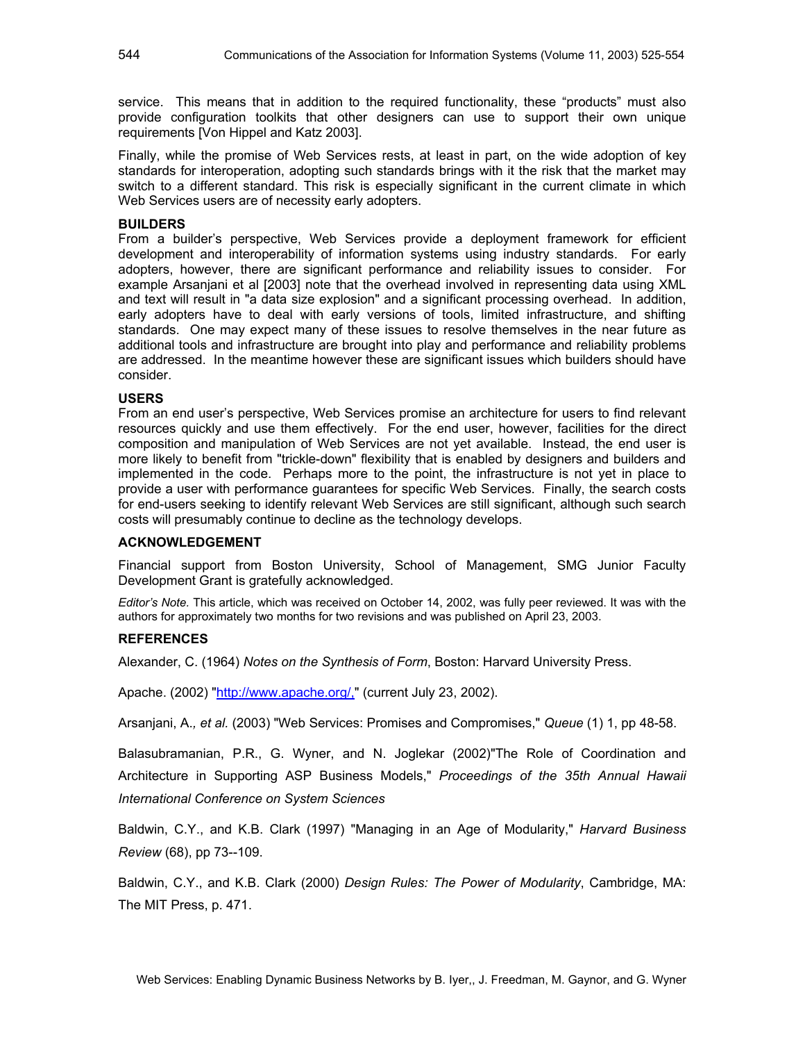service. This means that in addition to the required functionality, these "products" must also provide configuration toolkits that other designers can use to support their own unique requirements [Von Hippel and Katz 2003].

Finally, while the promise of Web Services rests, at least in part, on the wide adoption of key standards for interoperation, adopting such standards brings with it the risk that the market may switch to a different standard. This risk is especially significant in the current climate in which Web Services users are of necessity early adopters.

### BUILDERS

From a builder's perspective, Web Services provide a deployment framework for efficient development and interoperability of information systems using industry standards. For early adopters, however, there are significant performance and reliability issues to consider. For example Arsanjani et al [2003] note that the overhead involved in representing data using XML and text will result in "a data size explosion" and a significant processing overhead. In addition, early adopters have to deal with early versions of tools, limited infrastructure, and shifting standards. One may expect many of these issues to resolve themselves in the near future as additional tools and infrastructure are brought into play and performance and reliability problems are addressed. In the meantime however these are significant issues which builders should have consider.

### USERS

From an end user's perspective, Web Services promise an architecture for users to find relevant resources quickly and use them effectively. For the end user, however, facilities for the direct composition and manipulation of Web Services are not yet available. Instead, the end user is more likely to benefit from "trickle-down" flexibility that is enabled by designers and builders and implemented in the code. Perhaps more to the point, the infrastructure is not yet in place to provide a user with performance guarantees for specific Web Services. Finally, the search costs for end-users seeking to identify relevant Web Services are still significant, although such search costs will presumably continue to decline as the technology develops.

## ACKNOWLEDGEMENT

Financial support from Boston University, School of Management, SMG Junior Faculty Development Grant is gratefully acknowledged.

*Editor's Note.* This article, which was received on October 14, 2002, was fully peer reviewed. It was with the authors for approximately two months for two revisions and was published on April 23, 2003.

## REFERENCES

Alexander, C. (1964) *Notes on the Synthesis of Form*, Boston: Harvard University Press.

Apache. (2002) "http://www.apache.org/," (current July 23, 2002).

Arsanjani, A.*, et al.* (2003) "Web Services: Promises and Compromises," *Queue* (1) 1, pp 48-58.

Balasubramanian, P.R., G. Wyner, and N. Joglekar (2002)"The Role of Coordination and Architecture in Supporting ASP Business Models," *Proceedings of the 35th Annual Hawaii International Conference on System Sciences*

Baldwin, C.Y., and K.B. Clark (1997) "Managing in an Age of Modularity," *Harvard Business Review* (68), pp 73--109.

Baldwin, C.Y., and K.B. Clark (2000) *Design Rules: The Power of Modularity*, Cambridge, MA: The MIT Press, p. 471.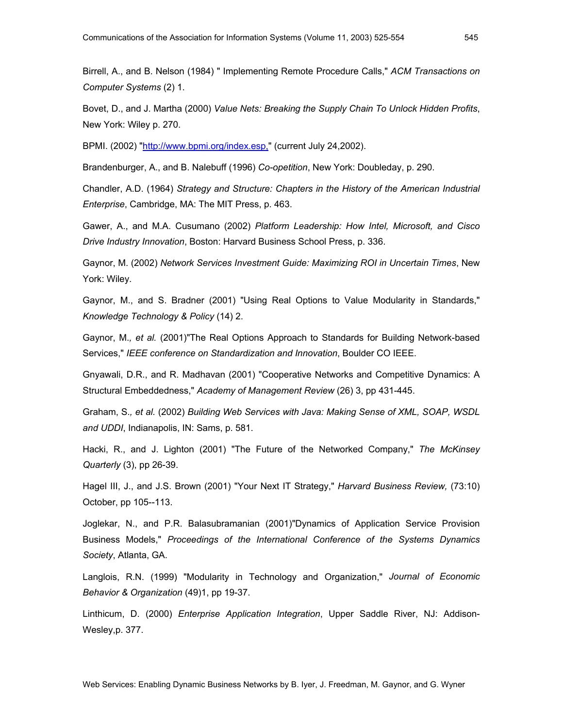Birrell, A., and B. Nelson (1984) " Implementing Remote Procedure Calls," *ACM Transactions on Computer Systems* (2) 1.

Bovet, D., and J. Martha (2000) *Value Nets: Breaking the Supply Chain To Unlock Hidden Profits*, New York: Wiley p. 270.

BPMI. (2002) "http://www.bpmi.org/index.esp," (current July 24,2002).

Brandenburger, A., and B. Nalebuff (1996) *Co-opetition*, New York: Doubleday, p. 290.

Chandler, A.D. (1964) *Strategy and Structure: Chapters in the History of the American Industrial Enterprise*, Cambridge, MA: The MIT Press, p. 463.

Gawer, A., and M.A. Cusumano (2002) *Platform Leadership: How Intel, Microsoft, and Cisco Drive Industry Innovation*, Boston: Harvard Business School Press, p. 336.

Gaynor, M. (2002) *Network Services Investment Guide: Maximizing ROI in Uncertain Times*, New York: Wiley.

Gaynor, M., and S. Bradner (2001) "Using Real Options to Value Modularity in Standards," *Knowledge Technology & Policy* (14) 2.

Gaynor, M.*, et al.* (2001)"The Real Options Approach to Standards for Building Network-based Services," *IEEE conference on Standardization and Innovation*, Boulder CO IEEE.

Gnyawali, D.R., and R. Madhavan (2001) "Cooperative Networks and Competitive Dynamics: A Structural Embeddedness," *Academy of Management Review* (26) 3, pp 431-445.

Graham, S.*, et al.* (2002) *Building Web Services with Java: Making Sense of XML, SOAP, WSDL and UDDI*, Indianapolis, IN: Sams, p. 581.

Hacki, R., and J. Lighton (2001) "The Future of the Networked Company," *The McKinsey Quarterly* (3), pp 26-39.

Hagel III, J., and J.S. Brown (2001) "Your Next IT Strategy," *Harvard Business Review,* (73:10) October, pp 105--113.

Joglekar, N., and P.R. Balasubramanian (2001)"Dynamics of Application Service Provision Business Models," *Proceedings of the International Conference of the Systems Dynamics Society*, Atlanta, GA.

Langlois, R.N. (1999) "Modularity in Technology and Organization," *Journal of Economic Behavior & Organization* (49)1, pp 19-37.

Linthicum, D. (2000) *Enterprise Application Integration*, Upper Saddle River, NJ: Addison-Wesley,p. 377.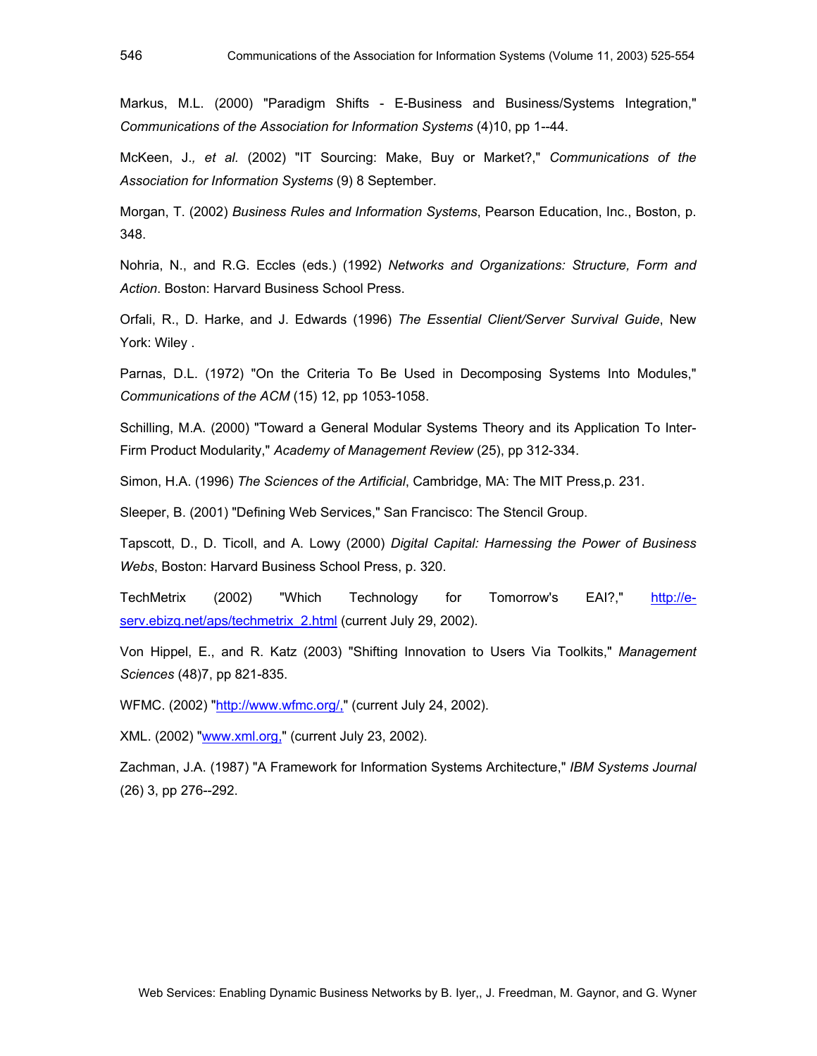Markus, M.L. (2000) "Paradigm Shifts - E-Business and Business/Systems Integration," *Communications of the Association for Information Systems* (4)10, pp 1--44.

McKeen, J., *et al.* (2002) "IT Sourcing: Make, Buy or Market?," *Communications of the Association for Information Systems* (9) 8 September.

Morgan, T. (2002) *Business Rules and Information Systems*, Pearson Education, Inc., Boston, p. 348.

Nohria, N., and R.G. Eccles (eds.) (1992) *Networks and Organizations: Structure, Form and Action*. Boston: Harvard Business School Press.

Orfali, R., D. Harke, and J. Edwards (1996) *The Essential Client/Server Survival Guide*, New York: Wiley .

Parnas, D.L. (1972) "On the Criteria To Be Used in Decomposing Systems Into Modules," *Communications of the ACM* (15) 12, pp 1053-1058.

Schilling, M.A. (2000) "Toward a General Modular Systems Theory and its Application To Inter-Firm Product Modularity," *Academy of Management Review* (25), pp 312-334.

Simon, H.A. (1996) *The Sciences of the Artificial*, Cambridge, MA: The MIT Press,p. 231.

Sleeper, B. (2001) "Defining Web Services," San Francisco: The Stencil Group.

Tapscott, D., D. Ticoll, and A. Lowy (2000) *Digital Capital: Harnessing the Power of Business Webs*, Boston: Harvard Business School Press, p. 320.

TechMetrix (2002) "Which Technology for Tomorrow's EAI?," http://e-serv.ebizq.net/aps/techmetrix_2.html (current July 29, 2002).

Von Hippel, E., and R. Katz (2003) "Shifting Innovation to Users Via Toolkits," *Management Sciences* (48)7, pp 821-835.

WFMC. (2002) "http://www.wfmc.org/," (current July 24, 2002).

XML. (2002) "www.xml.org," (current July 23, 2002).

Zachman, J.A. (1987) "A Framework for Information Systems Architecture," *IBM Systems Journal* (26) 3, pp 276--292.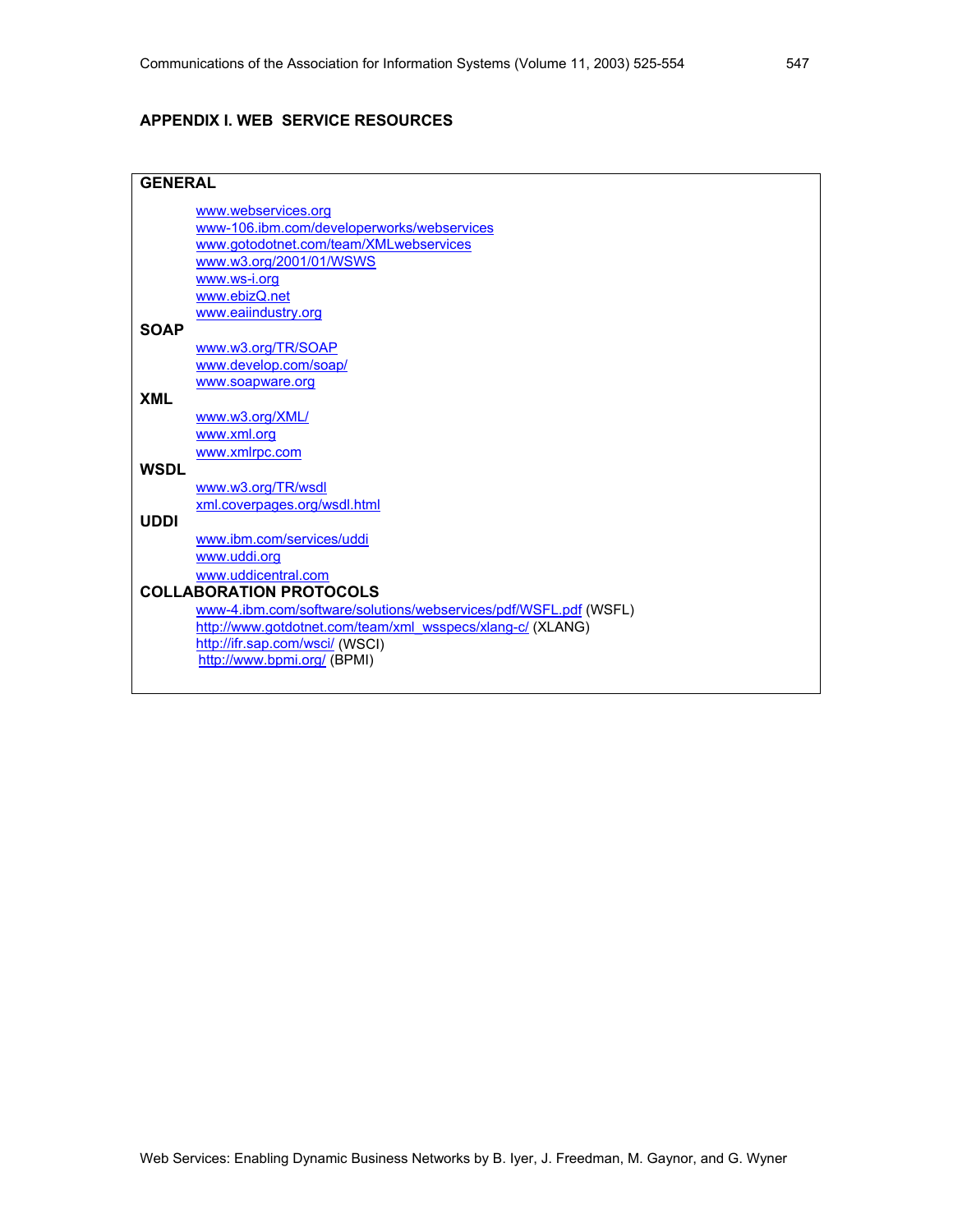## APPENDIX I. WEB SERVICE RESOURCES

**GENERAL**

www.webservices.org
www-106.ibm.com/developerworks/webservices
www.gotodotnet.com/team/XMLwebservices
www.w3.org/2001/01/WSWS
www.ws-i.org
www.ebizQ.net
www.eaiindustry.org

**SOAP**

www.w3.org/TR/SOAP
www.develop.com/soap/
www.soapware.org

**XML**

www.w3.org/XML/
www.xml.org
www.xmlrpc.com

**WSDL**

www.w3.org/TR/wsdl
xml.coverpages.org/wsdl.html

**UDDI**

www.ibm.com/services/uddi
www.uddi.org
www.uddicentral.com

**COLLABORATION PROTOCOLS**

www-4.ibm.com/software/solutions/webservices/pdf/WSFL.pdf (WSFL)
http://www.gotdotnet.com/team/xml_wsspecs/xlang-c/ (XLANG)
http://ifr.sap.com/wsci/ (WSCI)
http://www.bpmi.org/ (BPMI)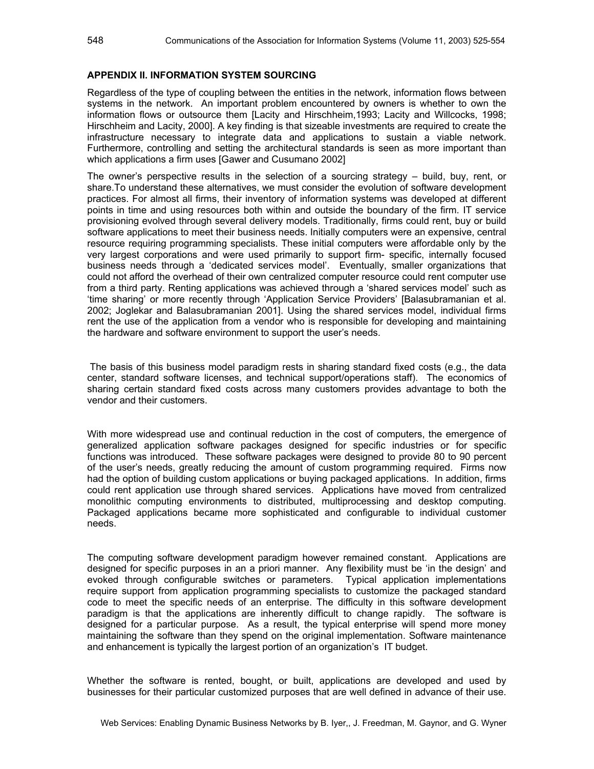## APPENDIX II. INFORMATION SYSTEM SOURCING

Regardless of the type of coupling between the entities in the network, information flows between systems in the network. An important problem encountered by owners is whether to own the information flows or outsource them [Lacity and Hirschheim,1993; Lacity and Willcocks, 1998; Hirschheim and Lacity, 2000]. A key finding is that sizeable investments are required to create the infrastructure necessary to integrate data and applications to sustain a viable network. Furthermore, controlling and setting the architectural standards is seen as more important than which applications a firm uses [Gawer and Cusumano 2002]

The owner's perspective results in the selection of a sourcing strategy – build, buy, rent, or share.To understand these alternatives, we must consider the evolution of software development practices. For almost all firms, their inventory of information systems was developed at different points in time and using resources both within and outside the boundary of the firm. IT service provisioning evolved through several delivery models. Traditionally, firms could rent, buy or build software applications to meet their business needs. Initially computers were an expensive, central resource requiring programming specialists. These initial computers were affordable only by the very largest corporations and were used primarily to support firm- specific, internally focused business needs through a 'dedicated services model'. Eventually, smaller organizations that could not afford the overhead of their own centralized computer resource could rent computer use from a third party. Renting applications was achieved through a 'shared services model' such as 'time sharing' or more recently through 'Application Service Providers' [Balasubramanian et al. 2002; Joglekar and Balasubramanian 2001]. Using the shared services model, individual firms rent the use of the application from a vendor who is responsible for developing and maintaining the hardware and software environment to support the user's needs.

The basis of this business model paradigm rests in sharing standard fixed costs (e.g., the data center, standard software licenses, and technical support/operations staff). The economics of sharing certain standard fixed costs across many customers provides advantage to both the vendor and their customers.

With more widespread use and continual reduction in the cost of computers, the emergence of generalized application software packages designed for specific industries or for specific functions was introduced. These software packages were designed to provide 80 to 90 percent of the user's needs, greatly reducing the amount of custom programming required. Firms now had the option of building custom applications or buying packaged applications. In addition, firms could rent application use through shared services. Applications have moved from centralized monolithic computing environments to distributed, multiprocessing and desktop computing. Packaged applications became more sophisticated and configurable to individual customer needs.

The computing software development paradigm however remained constant. Applications are designed for specific purposes in an a priori manner. Any flexibility must be 'in the design' and evoked through configurable switches or parameters. Typical application implementations require support from application programming specialists to customize the packaged standard code to meet the specific needs of an enterprise. The difficulty in this software development paradigm is that the applications are inherently difficult to change rapidly. The software is designed for a particular purpose. As a result, the typical enterprise will spend more money maintaining the software than they spend on the original implementation. Software maintenance and enhancement is typically the largest portion of an organization's IT budget.

Whether the software is rented, bought, or built, applications are developed and used by businesses for their particular customized purposes that are well defined in advance of their use.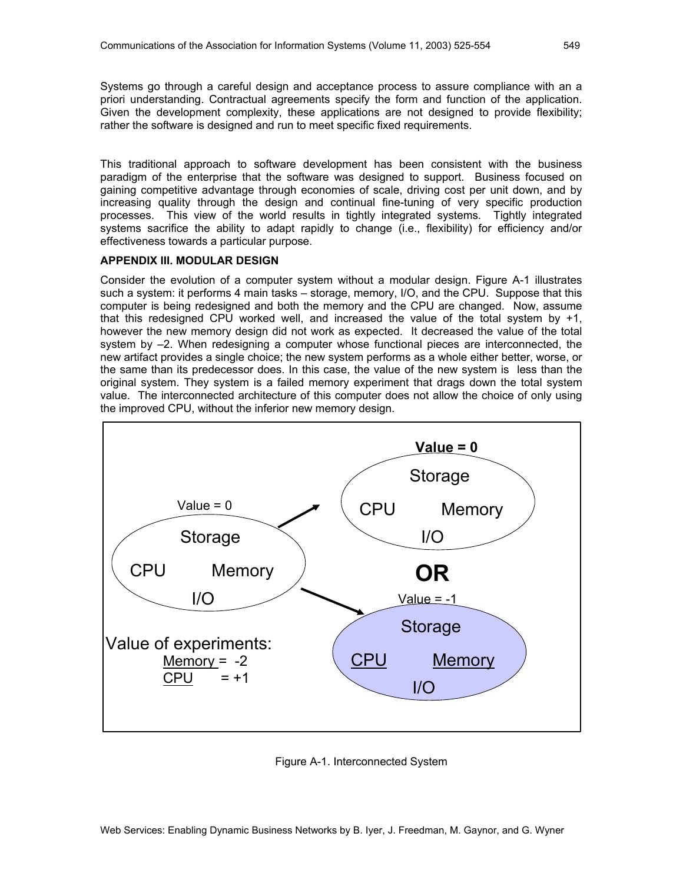Systems go through a careful design and acceptance process to assure compliance with an a priori understanding. Contractual agreements specify the form and function of the application. Given the development complexity, these applications are not designed to provide flexibility; rather the software is designed and run to meet specific fixed requirements.

This traditional approach to software development has been consistent with the business paradigm of the enterprise that the software was designed to support. Business focused on gaining competitive advantage through economies of scale, driving cost per unit down, and by increasing quality through the design and continual fine-tuning of very specific production processes. This view of the world results in tightly integrated systems. Tightly integrated systems sacrifice the ability to adapt rapidly to change (i.e., flexibility) for efficiency and/or effectiveness towards a particular purpose.

**APPENDIX III. MODULAR DESIGN**

Consider the evolution of a computer system without a modular design. Figure A-1 illustrates such a system: it performs 4 main tasks – storage, memory, I/O, and the CPU. Suppose that this computer is being redesigned and both the memory and the CPU are changed. Now, assume that this redesigned CPU worked well, and increased the value of the total system by +1, however the new memory design did not work as expected. It decreased the value of the total system by –2. When redesigning a computer whose functional pieces are interconnected, the new artifact provides a single choice; the new system performs as a whole either better, worse, or the same than its predecessor does. In this case, the value of the new system is less than the original system. They system is a failed memory experiment that drags down the total system value. The interconnected architecture of this computer does not allow the choice of only using the improved CPU, without the inferior new memory design.

Value = 0

Storage

CPU Memory

I/O

**Value = 0**

Storage

CPU Memory

I/O

**OR**

Value = -1

Storage

CPU Memory

I/O

Value of experiments:

Memory = -2

CPU = +1

Figure A-1. Interconnected System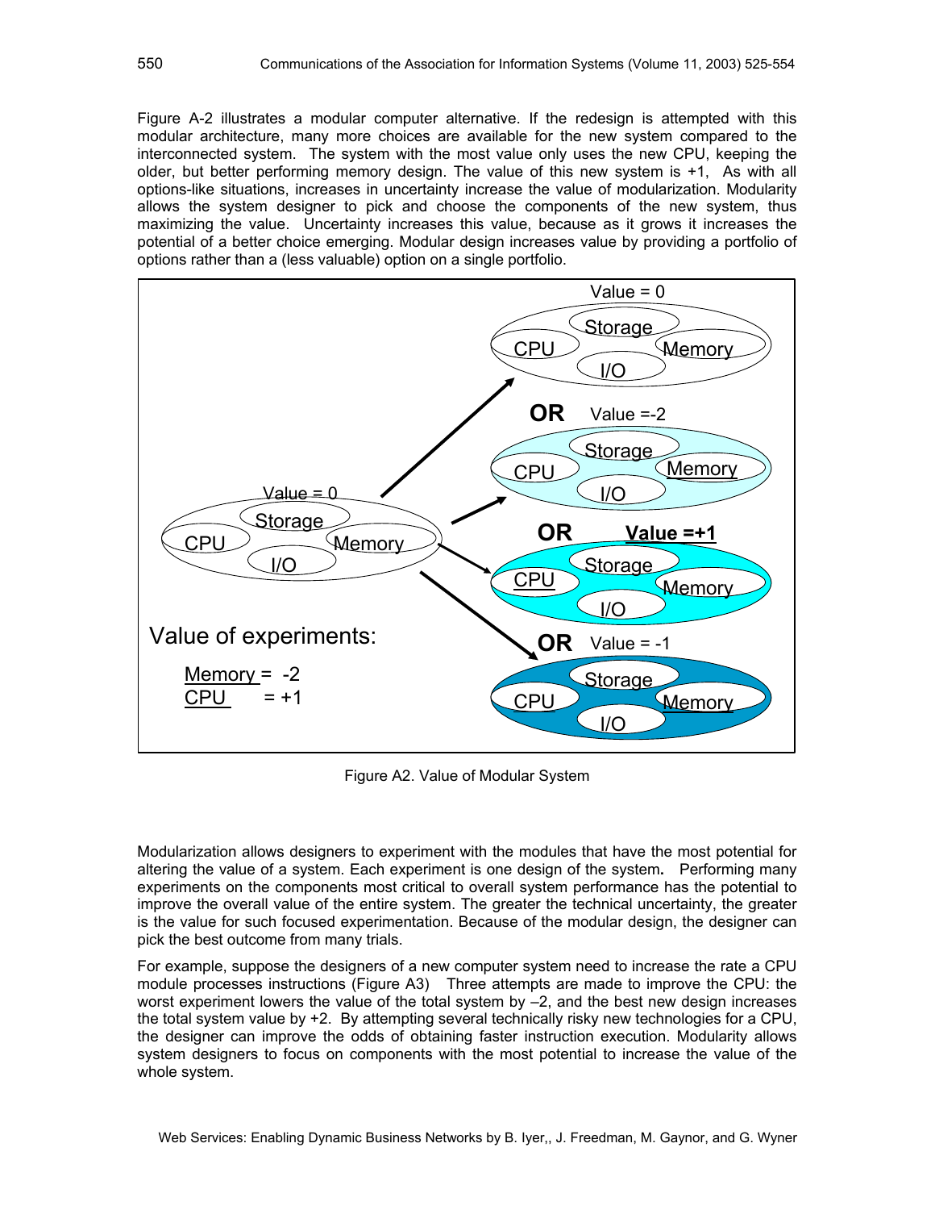Figure A-2 illustrates a modular computer alternative. If the redesign is attempted with this modular architecture, many more choices are available for the new system compared to the interconnected system. The system with the most value only uses the new CPU, keeping the older, but better performing memory design. The value of this new system is +1, As with all options-like situations, increases in uncertainty increase the value of modularization. Modularity allows the system designer to pick and choose the components of the new system, thus maximizing the value. Uncertainty increases this value, because as it grows it increases the potential of a better choice emerging. Modular design increases value by providing a portfolio of options rather than a (less valuable) option on a single portfolio.

Figure A2. Value of Modular System

Modularization allows designers to experiment with the modules that have the most potential for altering the value of a system. Each experiment is one design of the system**.** Performing many experiments on the components most critical to overall system performance has the potential to improve the overall value of the entire system. The greater the technical uncertainty, the greater is the value for such focused experimentation. Because of the modular design, the designer can pick the best outcome from many trials.

For example, suppose the designers of a new computer system need to increase the rate a CPU module processes instructions (Figure A3) Three attempts are made to improve the CPU: the worst experiment lowers the value of the total system by –2, and the best new design increases the total system value by +2. By attempting several technically risky new technologies for a CPU, the designer can improve the odds of obtaining faster instruction execution. Modularity allows system designers to focus on components with the most potential to increase the value of the whole system.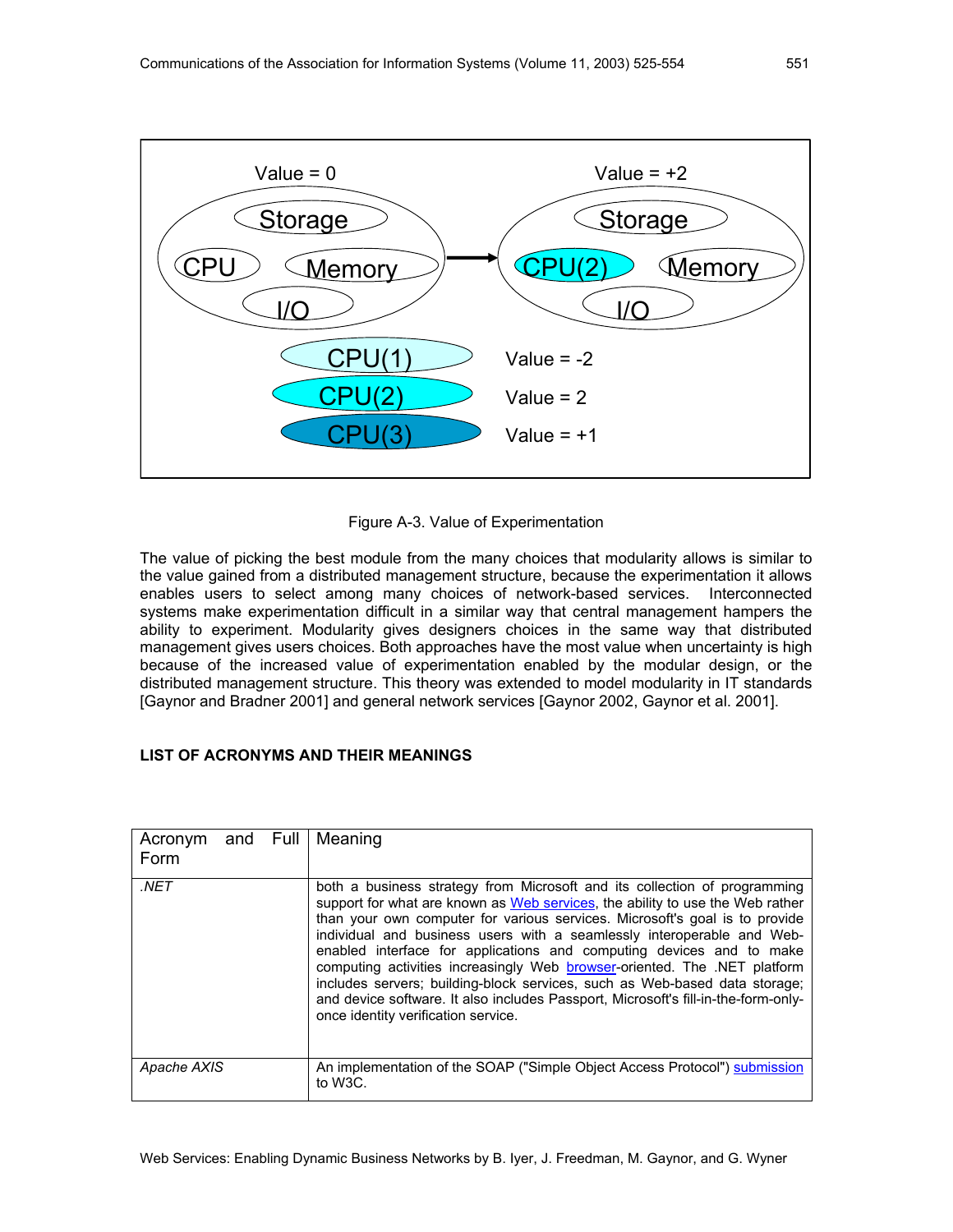Value = 0

Storage

CPU Memory

I/O

Value = +2

Storage

CPU(2) Memory

I/O

CPU(1) Value = -2

CPU(2) Value = 2

CPU(3) Value = +1

Figure A-3. Value of Experimentation

The value of picking the best module from the many choices that modularity allows is similar to the value gained from a distributed management structure, because the experimentation it allows enables users to select among many choices of network-based services. Interconnected systems make experimentation difficult in a similar way that central management hampers the ability to experiment. Modularity gives designers choices in the same way that distributed management gives users choices. Both approaches have the most value when uncertainty is high because of the increased value of experimentation enabled by the modular design, or the distributed management structure. This theory was extended to model modularity in IT standards [Gaynor and Bradner 2001] and general network services [Gaynor 2002, Gaynor et al. 2001].

**LIST OF ACRONYMS AND THEIR MEANINGS**

| Acronym and Full Form | Meaning |
|---|---|
| *.NET* | both a business strategy from Microsoft and its collection of programming support for what are known as Web services, the ability to use the Web rather than your own computer for various services. Microsoft's goal is to provide individual and business users with a seamlessly interoperable and Web-enabled interface for applications and computing devices and to make computing activities increasingly Web browser-oriented. The .NET platform includes servers; building-block services, such as Web-based data storage; and device software. It also includes Passport, Microsoft's fill-in-the-form-only-once identity verification service. |
| *Apache AXIS* | An implementation of the SOAP ("Simple Object Access Protocol") submission to W3C. |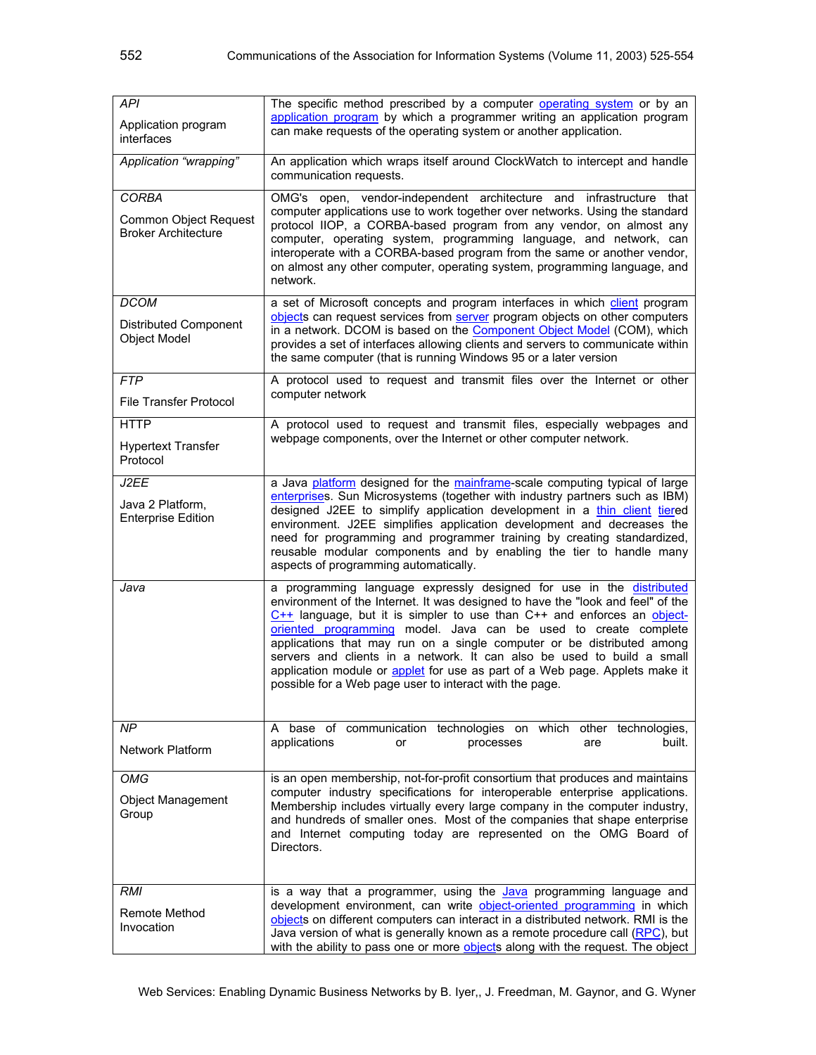| | |
|---|---|
| *API*<br><br>Application program interfaces | The specific method prescribed by a computer operating system or by an application program by which a programmer writing an application program can make requests of the operating system or another application. |
| *Application "wrapping"* | An application which wraps itself around ClockWatch to intercept and handle communication requests. |
| *CORBA*<br><br>Common Object Request Broker Architecture | OMG's open, vendor-independent architecture and infrastructure that computer applications use to work together over networks. Using the standard protocol IIOP, a CORBA-based program from any vendor, on almost any computer, operating system, programming language, and network, can interoperate with a CORBA-based program from the same or another vendor, on almost any other computer, operating system, programming language, and network. |
| *DCOM*<br><br>Distributed Component Object Model | a set of Microsoft concepts and program interfaces in which client program objects can request services from server program objects on other computers in a network. DCOM is based on the Component Object Model (COM), which provides a set of interfaces allowing clients and servers to communicate within the same computer (that is running Windows 95 or a later version |
| *FTP*<br><br>File Transfer Protocol | A protocol used to request and transmit files over the Internet or other computer network |
| HTTP<br><br>Hypertext Transfer Protocol | A protocol used to request and transmit files, especially webpages and webpage components, over the Internet or other computer network. |
| *J2EE*<br><br>Java 2 Platform, Enterprise Edition | a Java platform designed for the mainframe-scale computing typical of large enterprises. Sun Microsystems (together with industry partners such as IBM) designed J2EE to simplify application development in a thin client tiered environment. J2EE simplifies application development and decreases the need for programming and programmer training by creating standardized, reusable modular components and by enabling the tier to handle many aspects of programming automatically. |
| *Java* | a programming language expressly designed for use in the distributed environment of the Internet. It was designed to have the "look and feel" of the C++ language, but it is simpler to use than C++ and enforces an object-oriented programming model. Java can be used to create complete applications that may run on a single computer or be distributed among servers and clients in a network. It can also be used to build a small application module or applet for use as part of a Web page. Applets make it possible for a Web page user to interact with the page. |
| *NP*<br><br>Network Platform | A base of communication technologies on which other technologies, applications or processes are built. |
| *OMG*<br><br>Object Management Group | is an open membership, not-for-profit consortium that produces and maintains computer industry specifications for interoperable enterprise applications. Membership includes virtually every large company in the computer industry, and hundreds of smaller ones. Most of the companies that shape enterprise and Internet computing today are represented on the OMG Board of Directors. |
| *RMI*<br><br>Remote Method Invocation | is a way that a programmer, using the Java programming language and development environment, can write object-oriented programming in which objects on different computers can interact in a distributed network. RMI is the Java version of what is generally known as a remote procedure call (RPC), but with the ability to pass one or more objects along with the request. The object |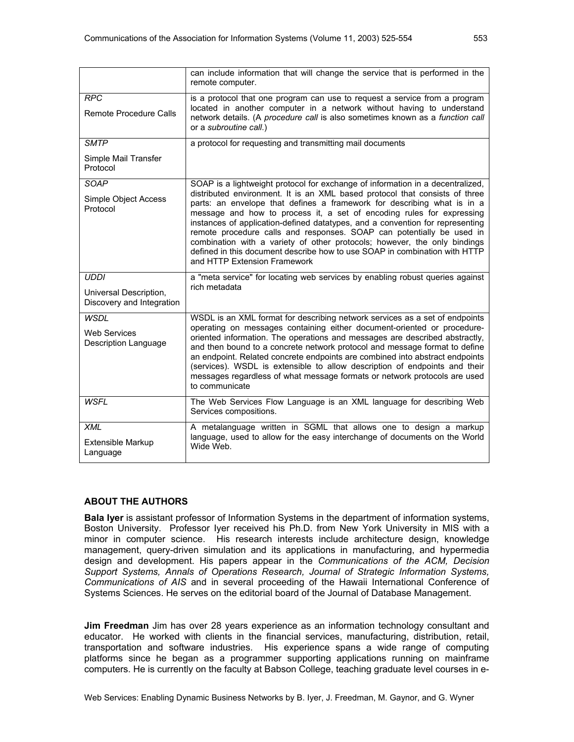| | |
|---|---|
| | can include information that will change the service that is performed in the remote computer. |
| *RPC*<br><br>Remote Procedure Calls | is a protocol that one program can use to request a service from a program located in another computer in a network without having to understand network details. (A *procedure call* is also sometimes known as a *function call* or a *subroutine call*.) |
| *SMTP*<br><br>Simple Mail Transfer Protocol | a protocol for requesting and transmitting mail documents |
| *SOAP*<br><br>Simple Object Access Protocol | SOAP is a lightweight protocol for exchange of information in a decentralized, distributed environment. It is an XML based protocol that consists of three parts: an envelope that defines a framework for describing what is in a message and how to process it, a set of encoding rules for expressing instances of application-defined datatypes, and a convention for representing remote procedure calls and responses. SOAP can potentially be used in combination with a variety of other protocols; however, the only bindings defined in this document describe how to use SOAP in combination with HTTP and HTTP Extension Framework |
| *UDDI*<br><br>Universal Description, Discovery and Integration | a "meta service" for locating web services by enabling robust queries against rich metadata |
| *WSDL*<br><br>Web Services Description Language | WSDL is an XML format for describing network services as a set of endpoints operating on messages containing either document-oriented or procedure-oriented information. The operations and messages are described abstractly, and then bound to a concrete network protocol and message format to define an endpoint. Related concrete endpoints are combined into abstract endpoints (services). WSDL is extensible to allow description of endpoints and their messages regardless of what message formats or network protocols are used to communicate |
| *WSFL* | The Web Services Flow Language is an XML language for describing Web Services compositions. |
| *XML*<br><br>Extensible Markup Language | A metalanguage written in SGML that allows one to design a markup language, used to allow for the easy interchange of documents on the World Wide Web. |

## ABOUT THE AUTHORS

**Bala Iyer** is assistant professor of Information Systems in the department of information systems, Boston University. Professor Iyer received his Ph.D. from New York University in MIS with a minor in computer science. His research interests include architecture design, knowledge management, query-driven simulation and its applications in manufacturing, and hypermedia design and development. His papers appear in the *Communications of the ACM, Decision Support Systems, Annals of Operations Research, Journal of Strategic Information Systems, Communications of AIS* and in several proceeding of the Hawaii International Conference of Systems Sciences. He serves on the editorial board of the Journal of Database Management.

**Jim Freedman** Jim has over 28 years experience as an information technology consultant and educator. He worked with clients in the financial services, manufacturing, distribution, retail, transportation and software industries. His experience spans a wide range of computing platforms since he began as a programmer supporting applications running on mainframe computers. He is currently on the faculty at Babson College, teaching graduate level courses in e-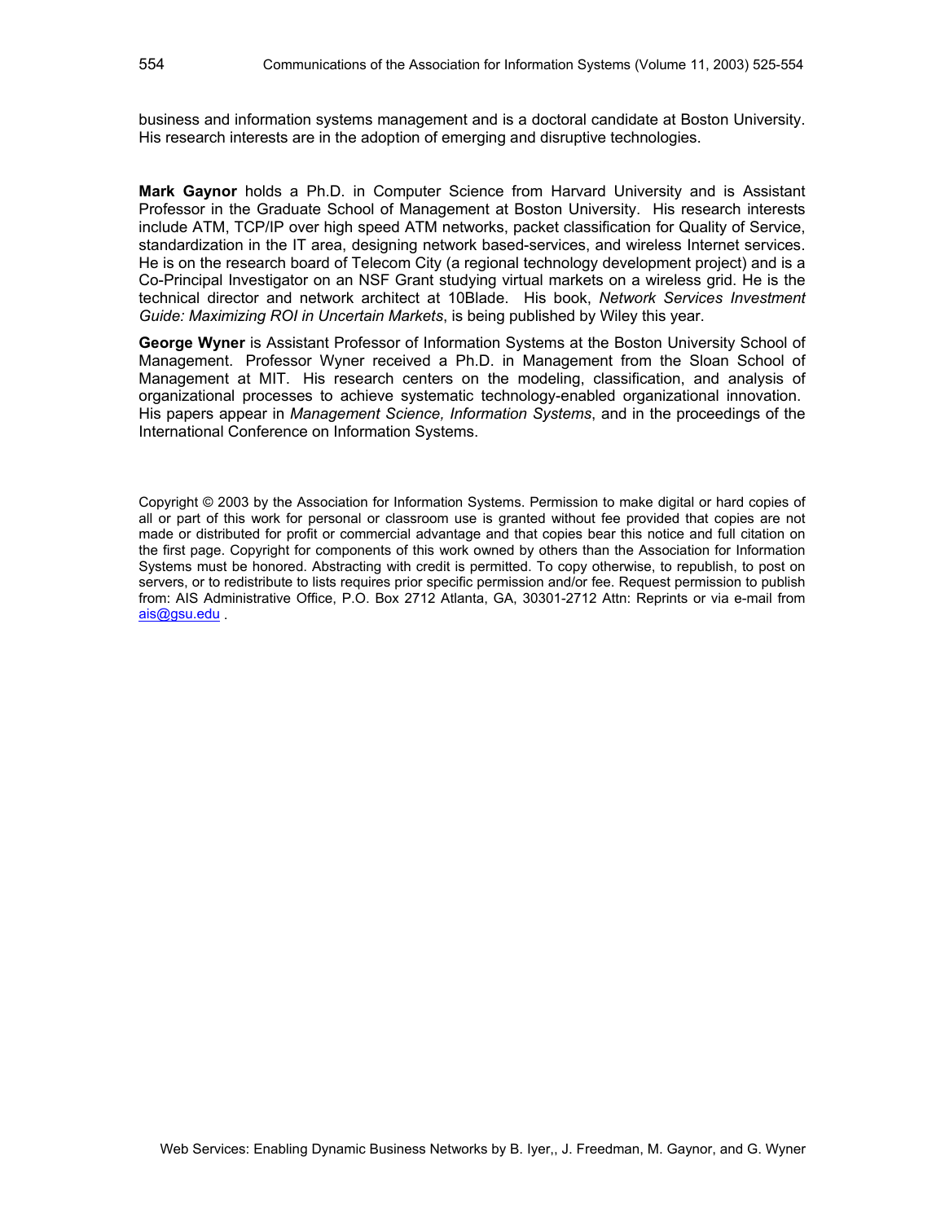business and information systems management and is a doctoral candidate at Boston University. His research interests are in the adoption of emerging and disruptive technologies.

**Mark Gaynor** holds a Ph.D. in Computer Science from Harvard University and is Assistant Professor in the Graduate School of Management at Boston University. His research interests include ATM, TCP/IP over high speed ATM networks, packet classification for Quality of Service, standardization in the IT area, designing network based-services, and wireless Internet services. He is on the research board of Telecom City (a regional technology development project) and is a Co-Principal Investigator on an NSF Grant studying virtual markets on a wireless grid. He is the technical director and network architect at 10Blade. His book, *Network Services Investment Guide: Maximizing ROI in Uncertain Markets*, is being published by Wiley this year.

**George Wyner** is Assistant Professor of Information Systems at the Boston University School of Management. Professor Wyner received a Ph.D. in Management from the Sloan School of Management at MIT. His research centers on the modeling, classification, and analysis of organizational processes to achieve systematic technology-enabled organizational innovation. His papers appear in *Management Science, Information Systems*, and in the proceedings of the International Conference on Information Systems.

Copyright © 2003 by the Association for Information Systems. Permission to make digital or hard copies of all or part of this work for personal or classroom use is granted without fee provided that copies are not made or distributed for profit or commercial advantage and that copies bear this notice and full citation on the first page. Copyright for components of this work owned by others than the Association for Information Systems must be honored. Abstracting with credit is permitted. To copy otherwise, to republish, to post on servers, or to redistribute to lists requires prior specific permission and/or fee. Request permission to publish from: AIS Administrative Office, P.O. Box 2712 Atlanta, GA, 30301-2712 Attn: Reprints or via e-mail from ais@gsu.edu .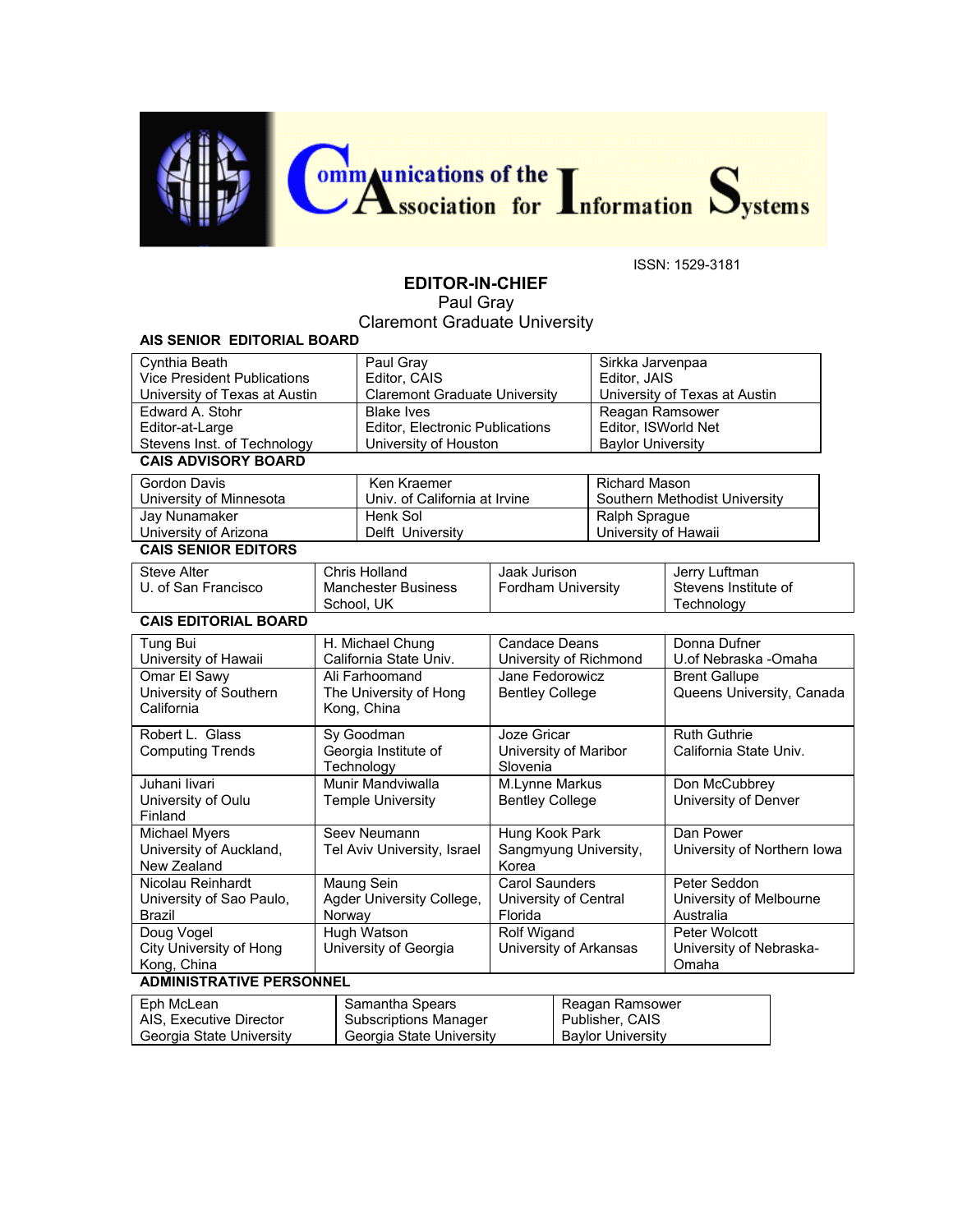# Communications of the Association for Information Systems

ISSN: 1529-3181

## EDITOR-IN-CHIEF

Paul Gray
Claremont Graduate University

### AIS SENIOR EDITORIAL BOARD

| | | |
|---|---|---|
| Cynthia Beath<br>Vice President Publications<br>University of Texas at Austin | Paul Gray<br>Editor, CAIS<br>Claremont Graduate University | Sirkka Jarvenpaa<br>Editor, JAIS<br>University of Texas at Austin |
| Edward A. Stohr<br>Editor-at-Large<br>Stevens Inst. of Technology | Blake Ives<br>Editor, Electronic Publications<br>University of Houston | Reagan Ramsower<br>Editor, ISWorld Net<br>Baylor University |

### CAIS ADVISORY BOARD

| | | |
|---|---|---|
| Gordon Davis<br>University of Minnesota | Ken Kraemer<br>Univ. of California at Irvine | Richard Mason<br>Southern Methodist University |
| Jay Nunamaker<br>University of Arizona | Henk Sol<br>Delft University | Ralph Sprague<br>University of Hawaii |

### CAIS SENIOR EDITORS

| | | | |
|---|---|---|---|
| Steve Alter<br>U. of San Francisco | Chris Holland<br>Manchester Business School, UK | Jaak Jurison<br>Fordham University | Jerry Luftman<br>Stevens Institute of Technology |

### CAIS EDITORIAL BOARD

| | | | |
|---|---|---|---|
| Tung Bui<br>University of Hawaii | H. Michael Chung<br>California State Univ. | Candace Deans<br>University of Richmond | Donna Dufner<br>U.of Nebraska -Omaha |
| Omar El Sawy<br>University of Southern California | Ali Farhoomand<br>The University of Hong Kong, China | Jane Fedorowicz<br>Bentley College | Brent Gallupe<br>Queens University, Canada |
| Robert L. Glass<br>Computing Trends | Sy Goodman<br>Georgia Institute of Technology | Joze Gricar<br>University of Maribor Slovenia | Ruth Guthrie<br>California State Univ. |
| Juhani Iivari<br>University of Oulu Finland | Munir Mandviwalla<br>Temple University | M.Lynne Markus<br>Bentley College | Don McCubbrey<br>University of Denver |
| Michael Myers<br>University of Auckland, New Zealand | Seev Neumann<br>Tel Aviv University, Israel | Hung Kook Park<br>Sangmyung University, Korea | Dan Power<br>University of Northern Iowa |
| Nicolau Reinhardt<br>University of Sao Paulo, Brazil | Maung Sein<br>Agder University College, Norway | Carol Saunders<br>University of Central Florida | Peter Seddon<br>University of Melbourne Australia |
| Doug Vogel<br>City University of Hong Kong, China | Hugh Watson<br>University of Georgia | Rolf Wigand<br>University of Arkansas | Peter Wolcott<br>University of Nebraska-Omaha |

### ADMINISTRATIVE PERSONNEL

| | | |
|---|---|---|
| Eph McLean<br>AIS, Executive Director<br>Georgia State University | Samantha Spears<br>Subscriptions Manager<br>Georgia State University | Reagan Ramsower<br>Publisher, CAIS<br>Baylor University |